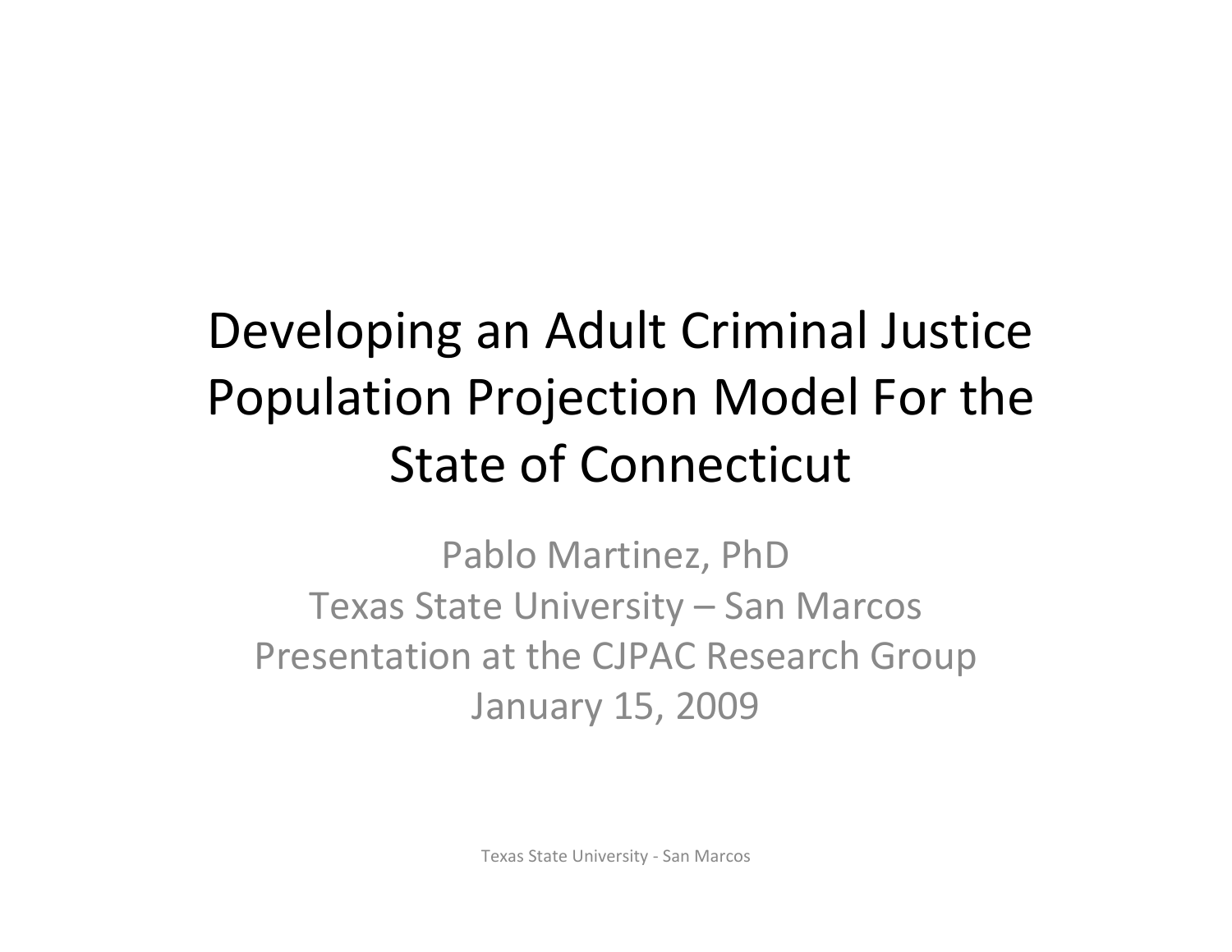# Developing an Adult Criminal Justice Population Projection Model For the State of Connecticut

Pablo Martinez, PhD

Texas State University – San Marcos

Presentation at the CJPAC Research Group

January 15, 2009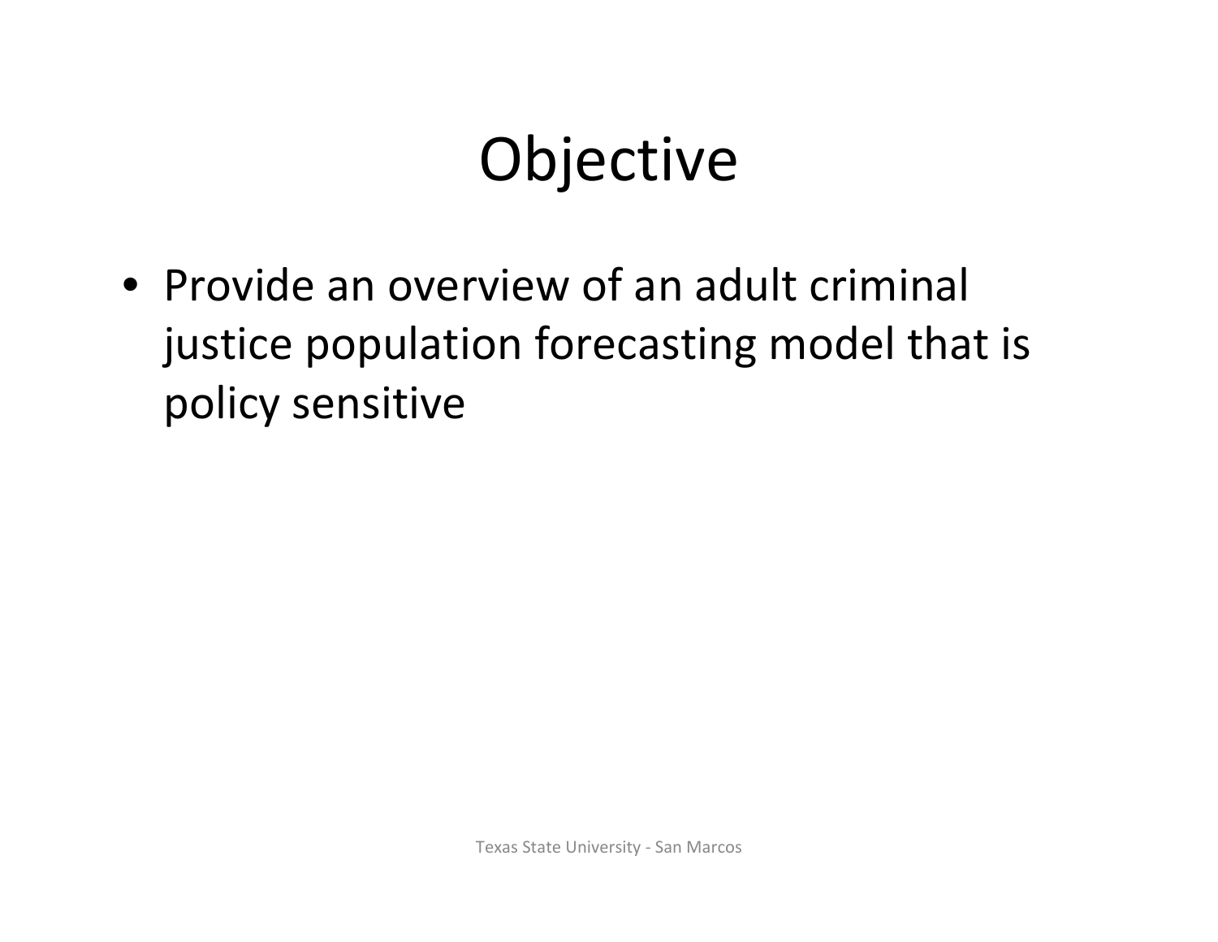# Objective

- Provide an overview of an adult criminal justice population forecasting model that is policy sensitive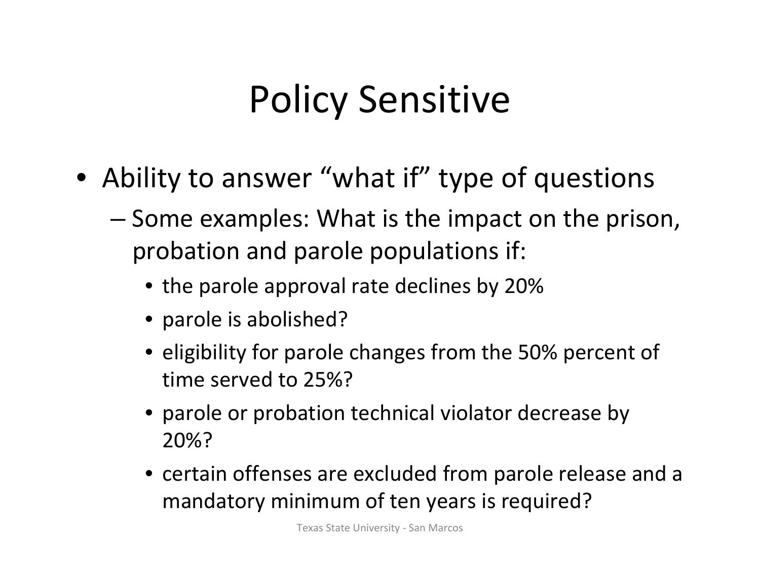# Policy Sensitive

- Ability to answer "what if" type of questions
  - Some examples: What is the impact on the prison, probation and parole populations if:
    - the parole approval rate declines by 20%
    - parole is abolished?
    - eligibility for parole changes from the 50% percent of time served to 25%?
    - parole or probation technical violator decrease by 20%?
    - certain offenses are excluded from parole release and a mandatory minimum of ten years is required?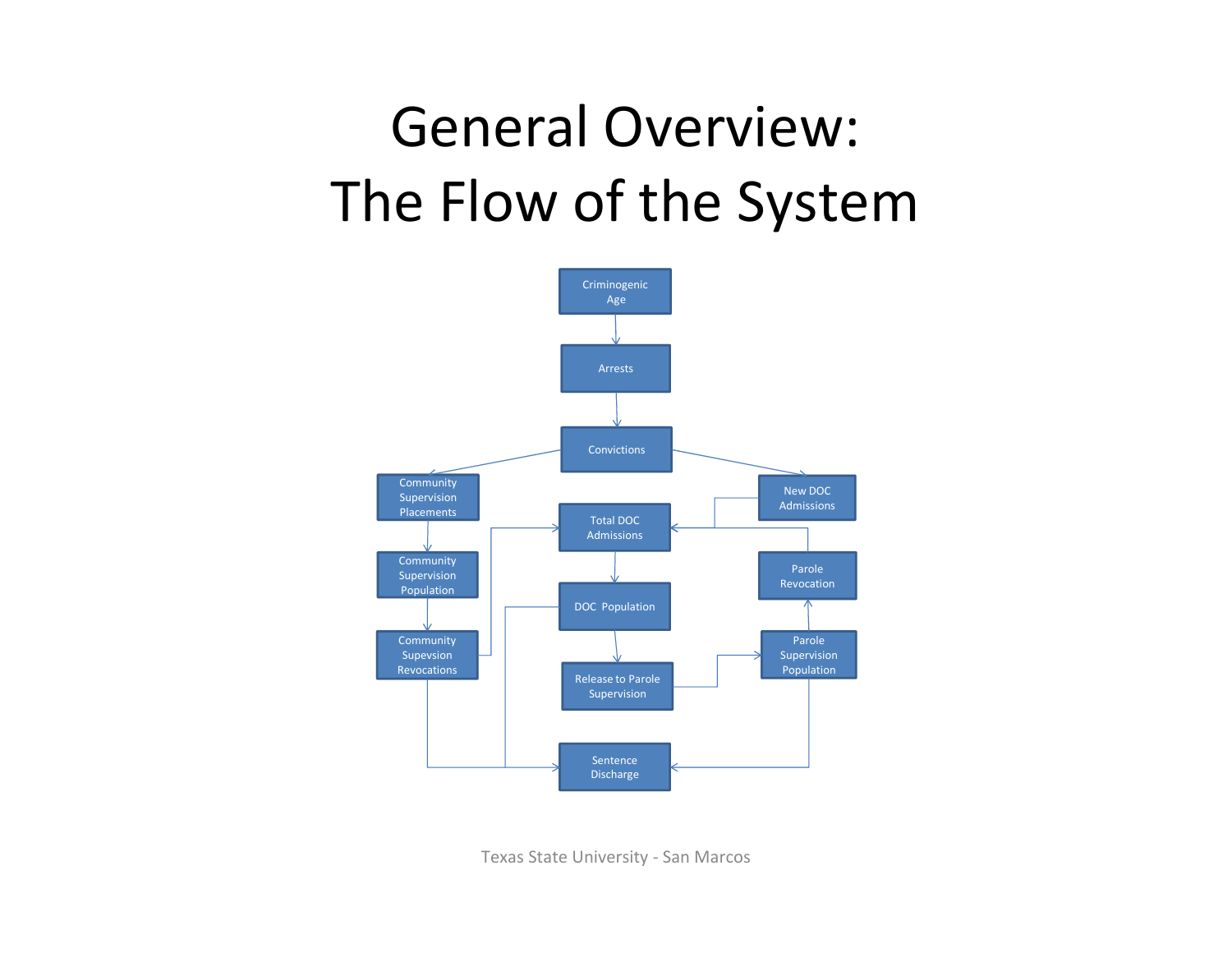# General Overview: The Flow of the System

Criminogenic Age

Arrests

Convictions

Community Supervision Placements

New DOC Admissions

Total DOC Admissions

Community Supervision Population

Parole Revocation

DOC Population

Community Supevsion Revocations

Parole Supervision Population

Release to Parole Supervision

Sentence Discharge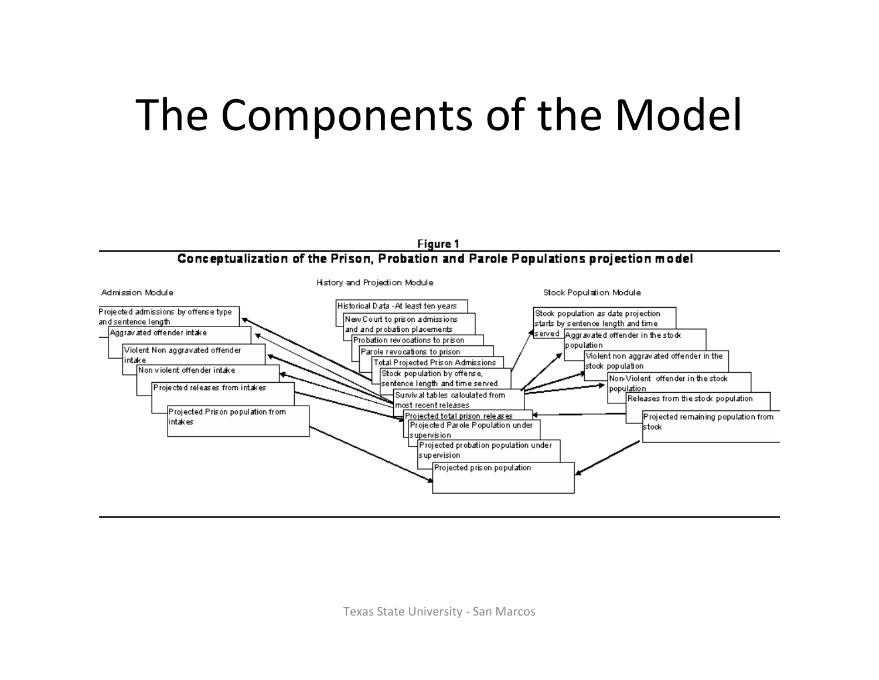# The Components of the Model

**Figure 1**

**Conceptualization of the Prison, Probation and Parole Populations projection model**

Admission Module

- Projected admissions by offense type and sentence length
- Aggravated offender intake
- Violent Non aggravated offender intake
- Non violent offender intake
- Projected releases from intakes
- Projected Prison population from intakes

History and Projection Module

- Historical Data - At least ten years
- New Court to prison admissions and and probation placements
- Probation revocations to prison
- Parole revocations to prison
- Total Projected Prison Admissions
- Stock population by offense, sentence length and time served
- Survival tables calculated from most recent releases
- Projected total prison releases
- Projected Parole Population under supervision
- Projected probation population under supervision
- Projected prison population

Stock Population Module

- Stock population as date projection starts by sentence length and time served
- Aggravated offender in the stock population
- Violent non aggravated offender in the stock population
- Non-Violent offender in the stock population
- Releases from the stock population
- Projected remaining population from stock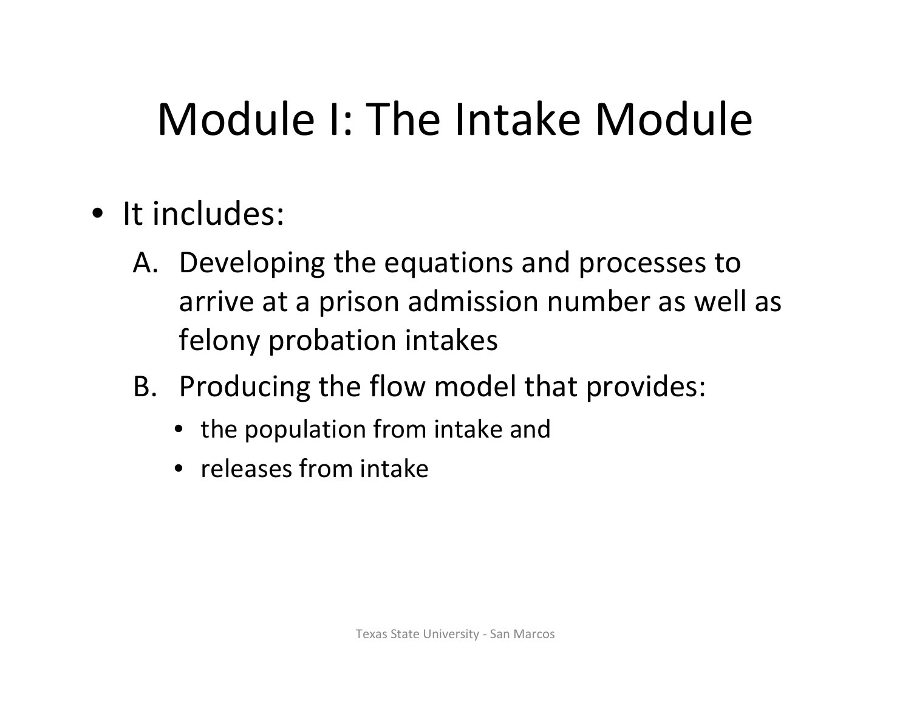# Module I: The Intake Module

- It includes:
  - A. Developing the equations and processes to arrive at a prison admission number as well as felony probation intakes
  - B. Producing the flow model that provides:
    - the population from intake and
    - releases from intake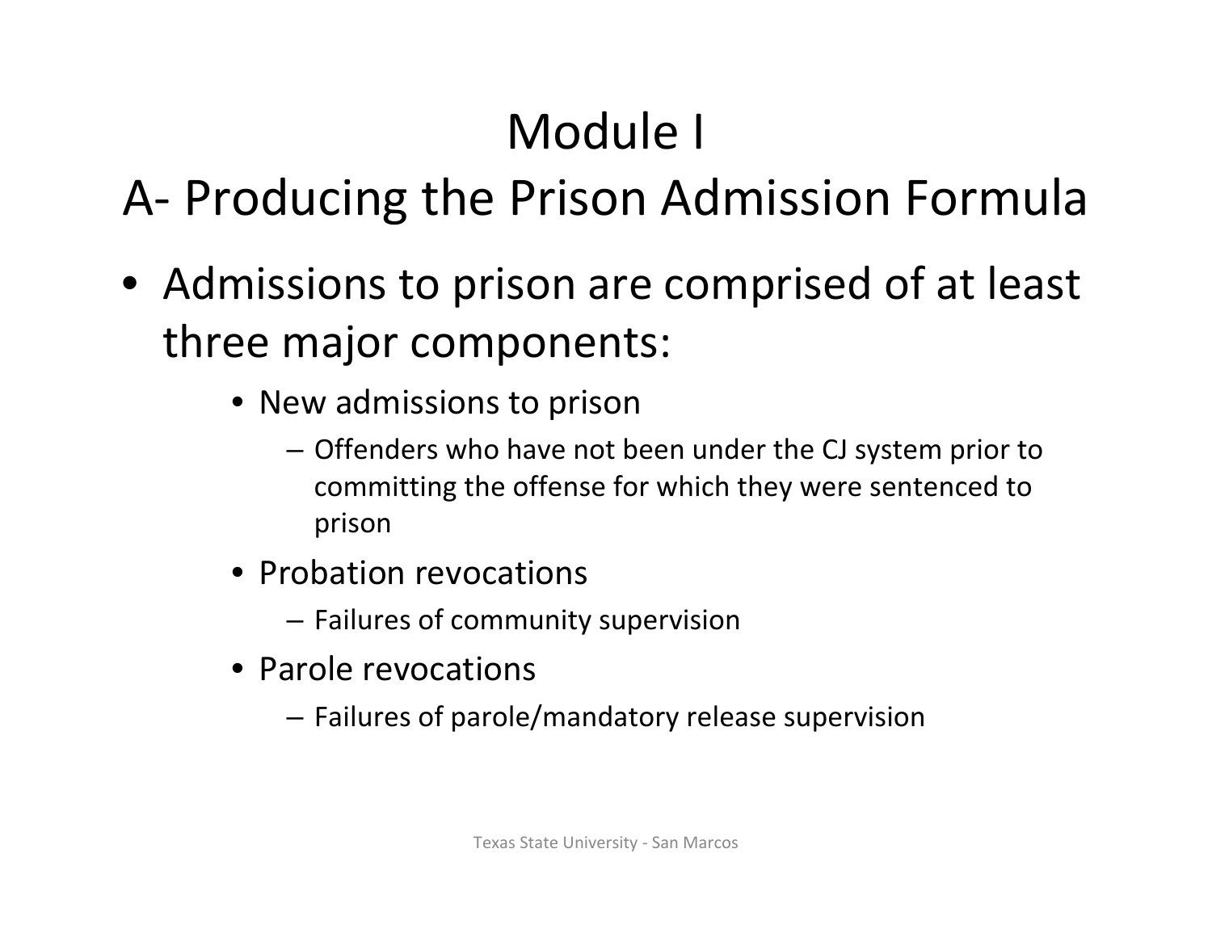# Module I

## A- Producing the Prison Admission Formula

- Admissions to prison are comprised of at least three major components:
  - New admissions to prison
    - Offenders who have not been under the CJ system prior to committing the offense for which they were sentenced to prison
  - Probation revocations
    - Failures of community supervision
  - Parole revocations
    - Failures of parole/mandatory release supervision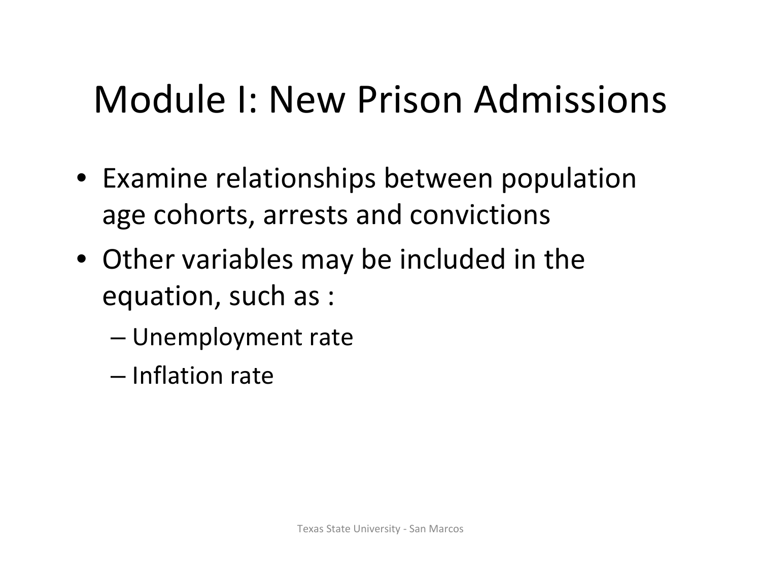# Module I: New Prison Admissions

- Examine relationships between population age cohorts, arrests and convictions
- Other variables may be included in the equation, such as :
  - Unemployment rate
  - Inflation rate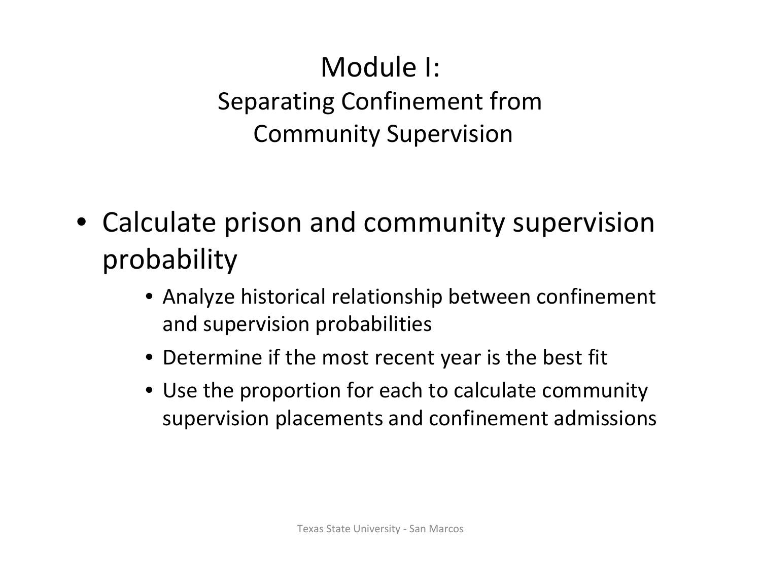# Module I:

## Separating Confinement from Community Supervision

- Calculate prison and community supervision probability
  - Analyze historical relationship between confinement and supervision probabilities
  - Determine if the most recent year is the best fit
  - Use the proportion for each to calculate community supervision placements and confinement admissions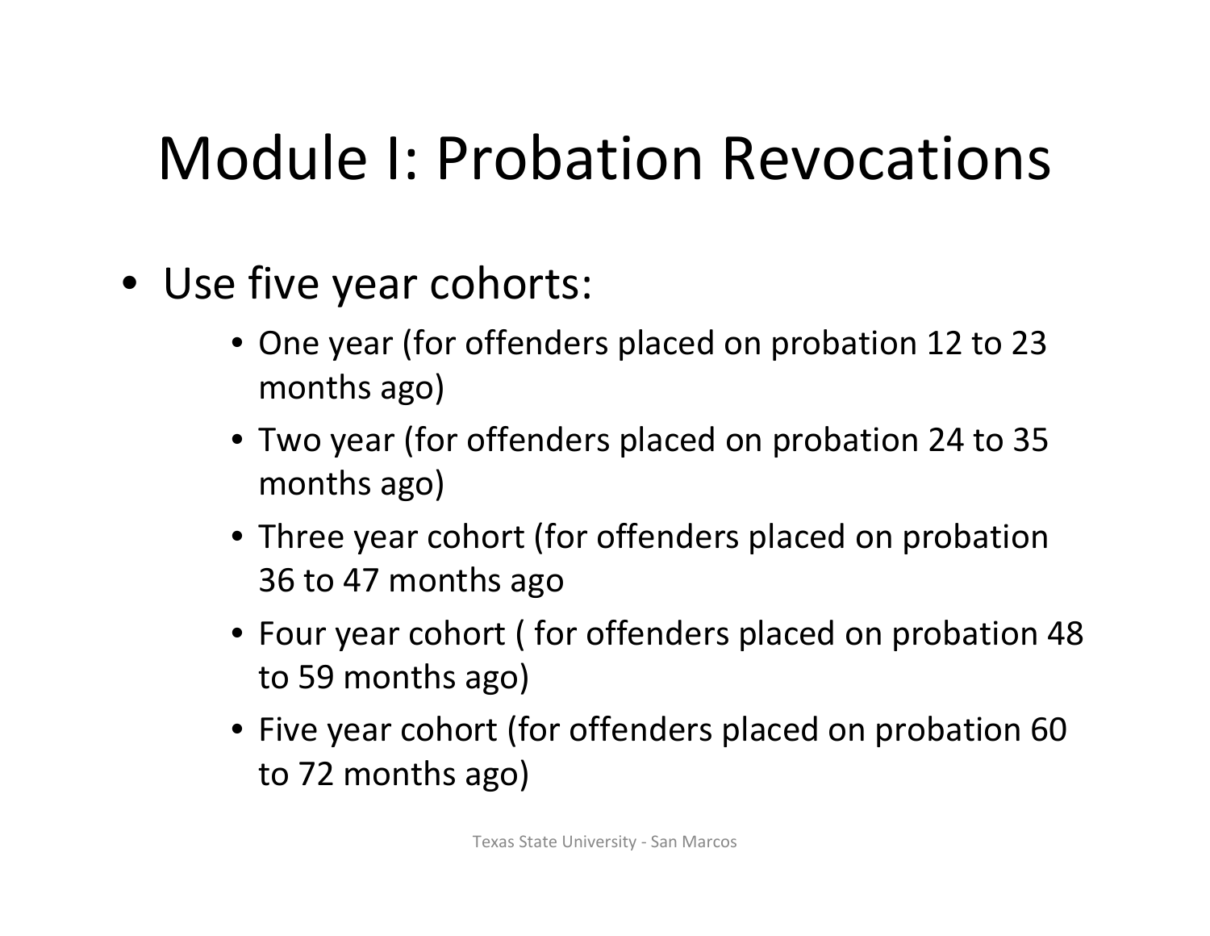# Module I: Probation Revocations

- Use five year cohorts:
  - One year (for offenders placed on probation 12 to 23 months ago)
  - Two year (for offenders placed on probation 24 to 35 months ago)
  - Three year cohort (for offenders placed on probation 36 to 47 months ago
  - Four year cohort ( for offenders placed on probation 48 to 59 months ago)
  - Five year cohort (for offenders placed on probation 60 to 72 months ago)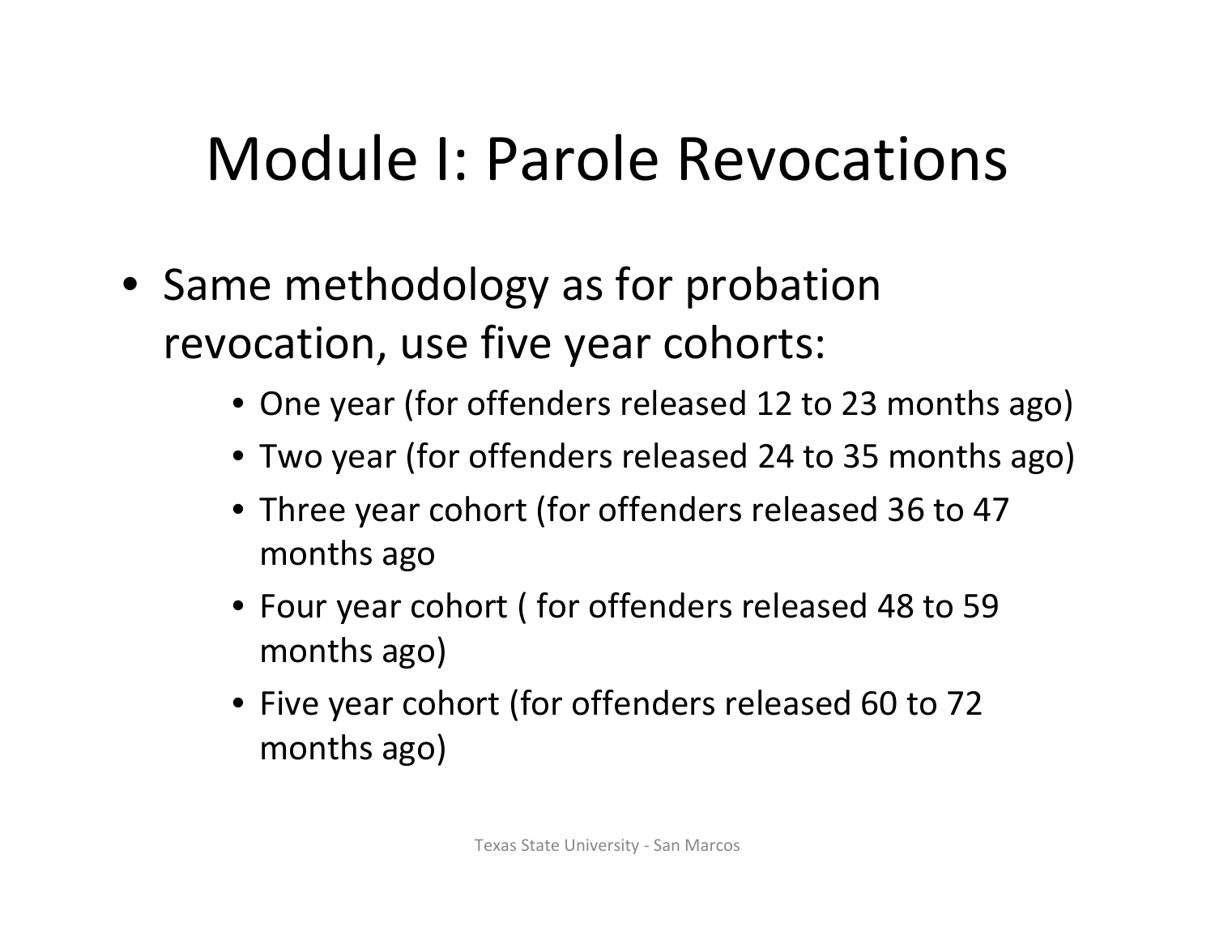# Module I: Parole Revocations

- Same methodology as for probation revocation, use five year cohorts:
  - One year (for offenders released 12 to 23 months ago)
  - Two year (for offenders released 24 to 35 months ago)
  - Three year cohort (for offenders released 36 to 47 months ago
  - Four year cohort ( for offenders released 48 to 59 months ago)
  - Five year cohort (for offenders released 60 to 72 months ago)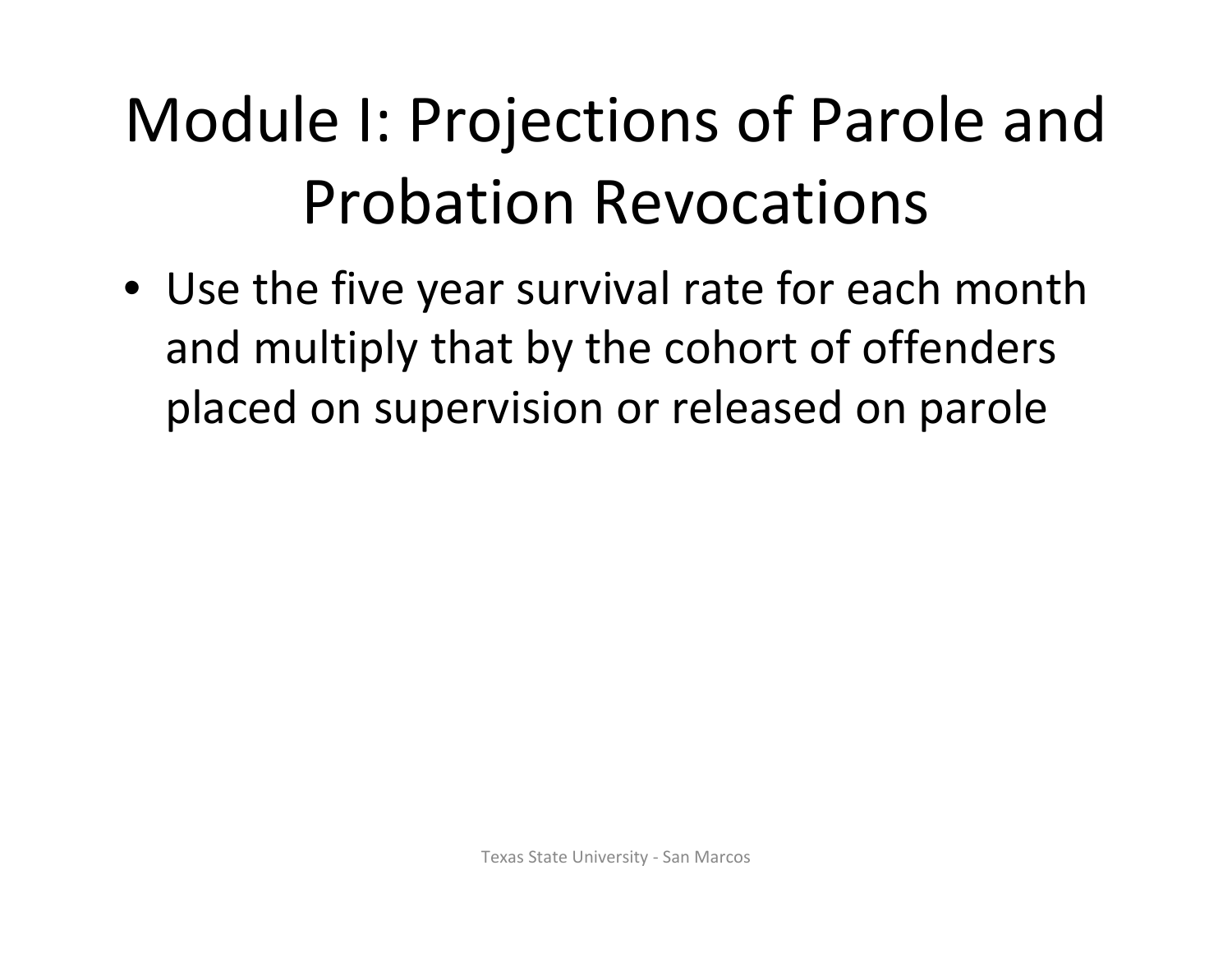# Module I: Projections of Parole and Probation Revocations

- Use the five year survival rate for each month and multiply that by the cohort of offenders placed on supervision or released on parole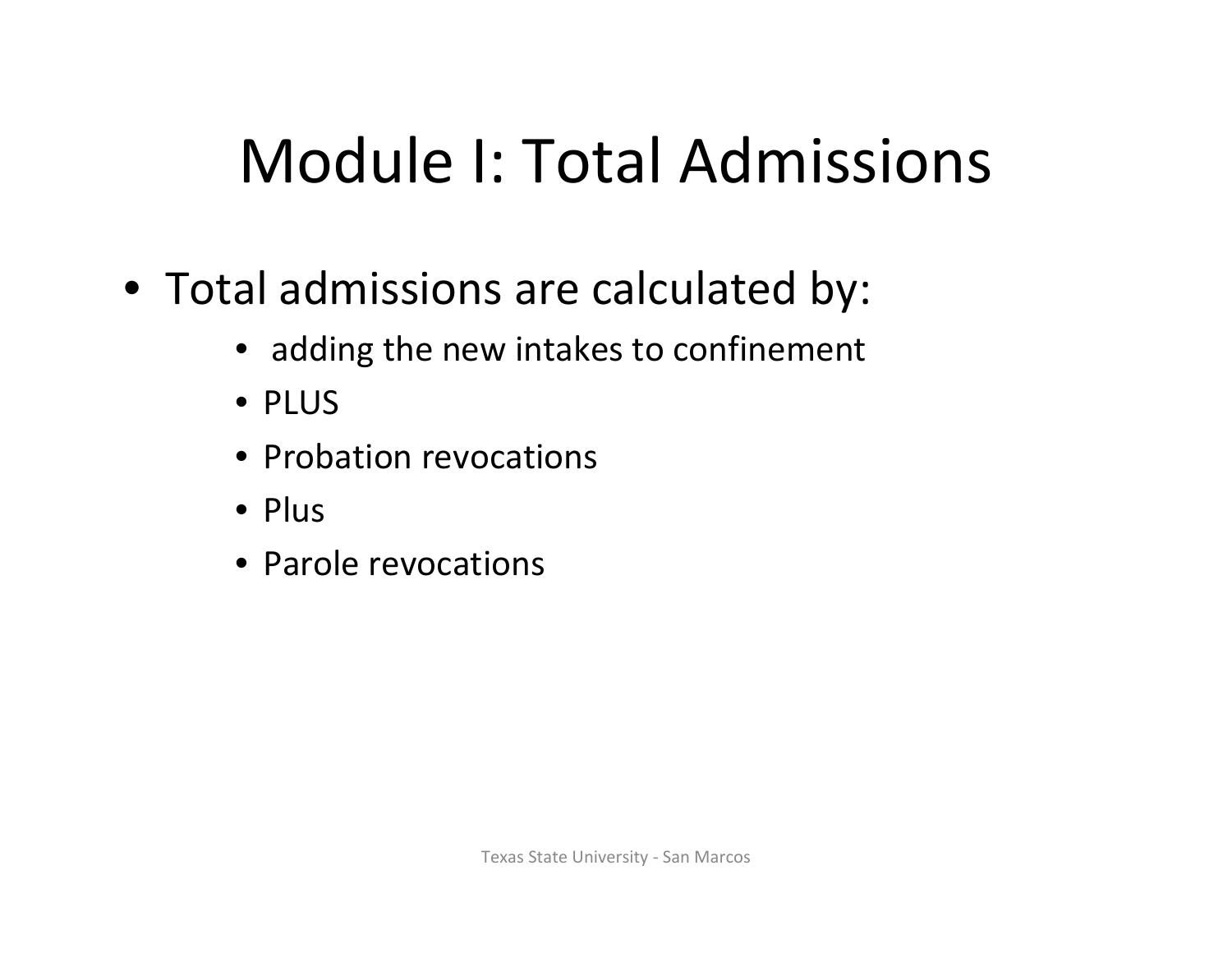# Module I: Total Admissions

- Total admissions are calculated by:
  - adding the new intakes to confinement
  - PLUS
  - Probation revocations
  - Plus
  - Parole revocations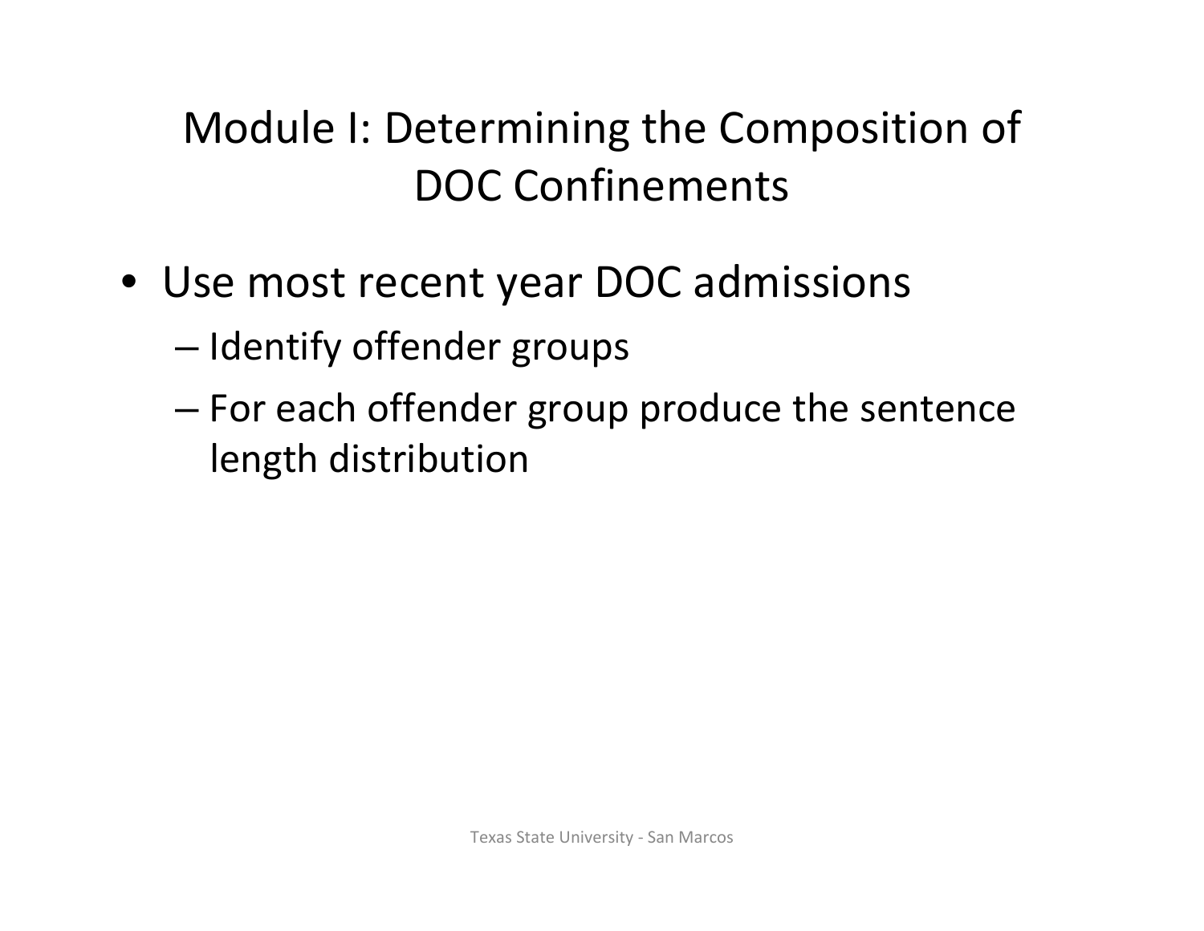# Module I: Determining the Composition of DOC Confinements

- Use most recent year DOC admissions
  - Identify offender groups
  - For each offender group produce the sentence length distribution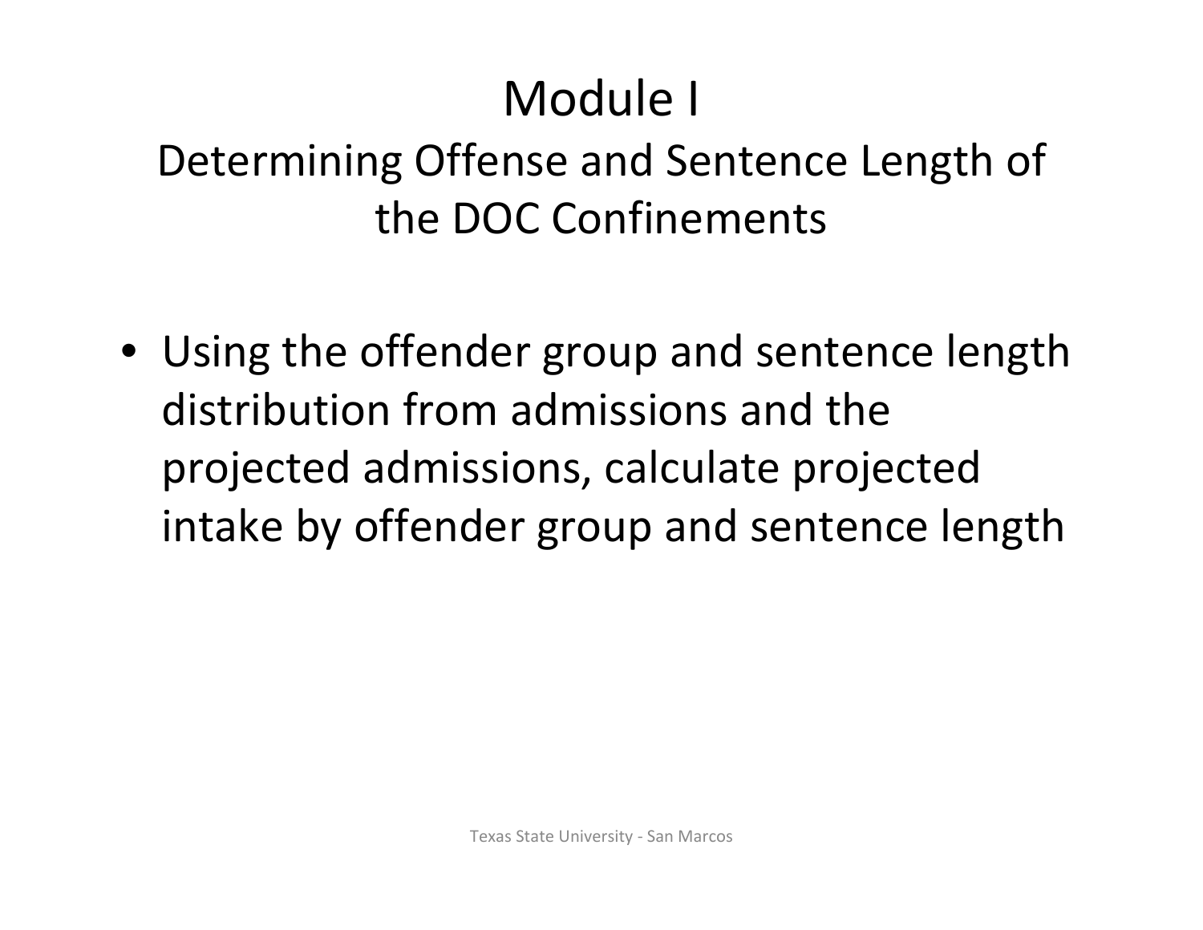# Module I

## Determining Offense and Sentence Length of the DOC Confinements

- Using the offender group and sentence length distribution from admissions and the projected admissions, calculate projected intake by offender group and sentence length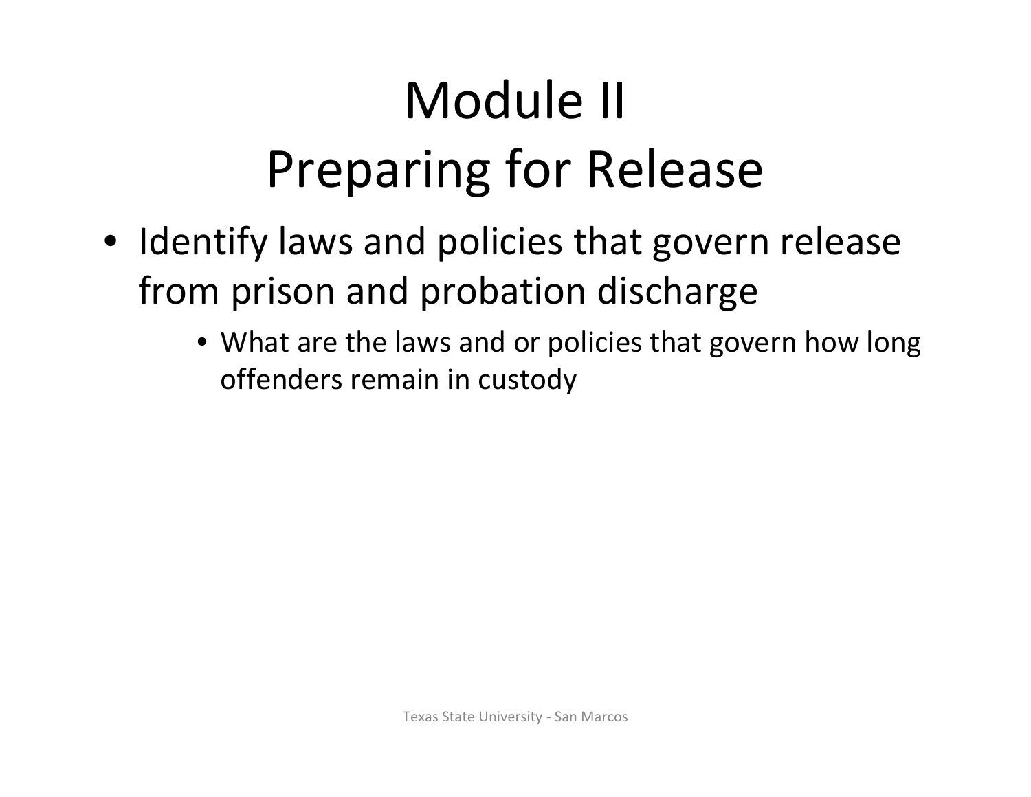# Module II
# Preparing for Release

- Identify laws and policies that govern release from prison and probation discharge
  - What are the laws and or policies that govern how long offenders remain in custody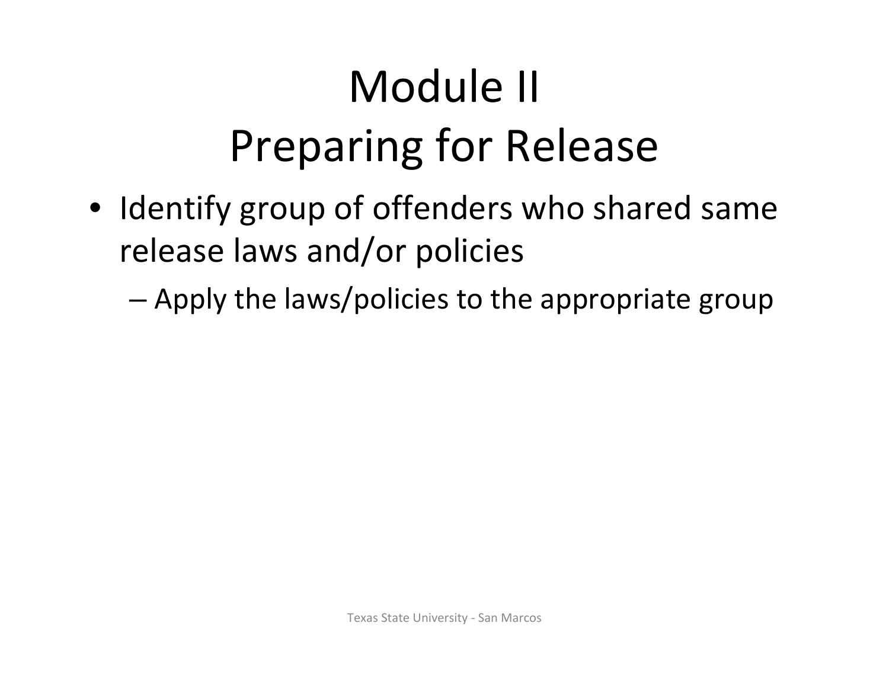# Module II
# Preparing for Release

- Identify group of offenders who shared same release laws and/or policies
  - Apply the laws/policies to the appropriate group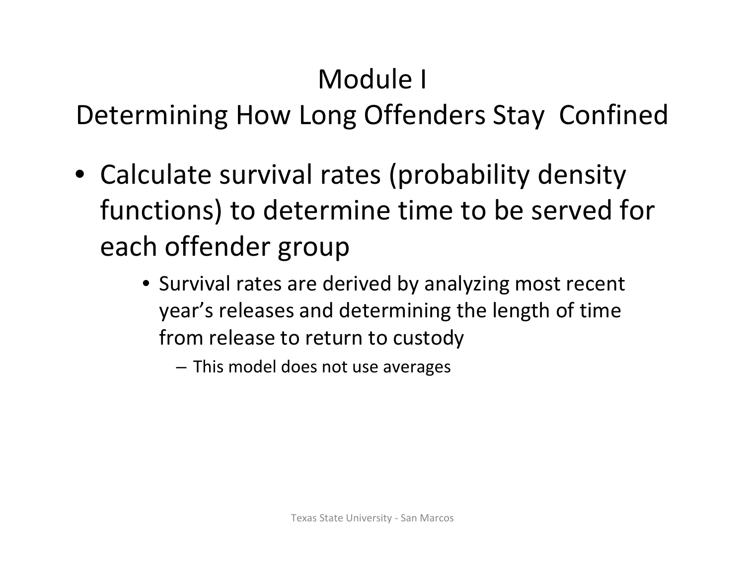# Module I
# Determining How Long Offenders Stay Confined

- Calculate survival rates (probability density functions) to determine time to be served for each offender group
  - Survival rates are derived by analyzing most recent year's releases and determining the length of time from release to return to custody
    - This model does not use averages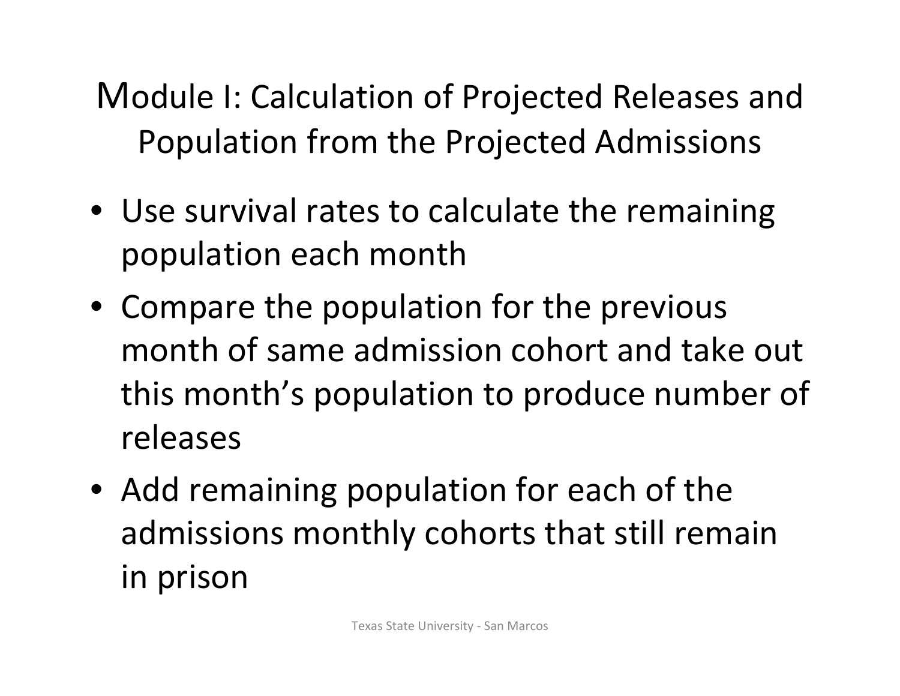# Module I: Calculation of Projected Releases and Population from the Projected Admissions

- Use survival rates to calculate the remaining population each month
- Compare the population for the previous month of same admission cohort and take out this month's population to produce number of releases
- Add remaining population for each of the admissions monthly cohorts that still remain in prison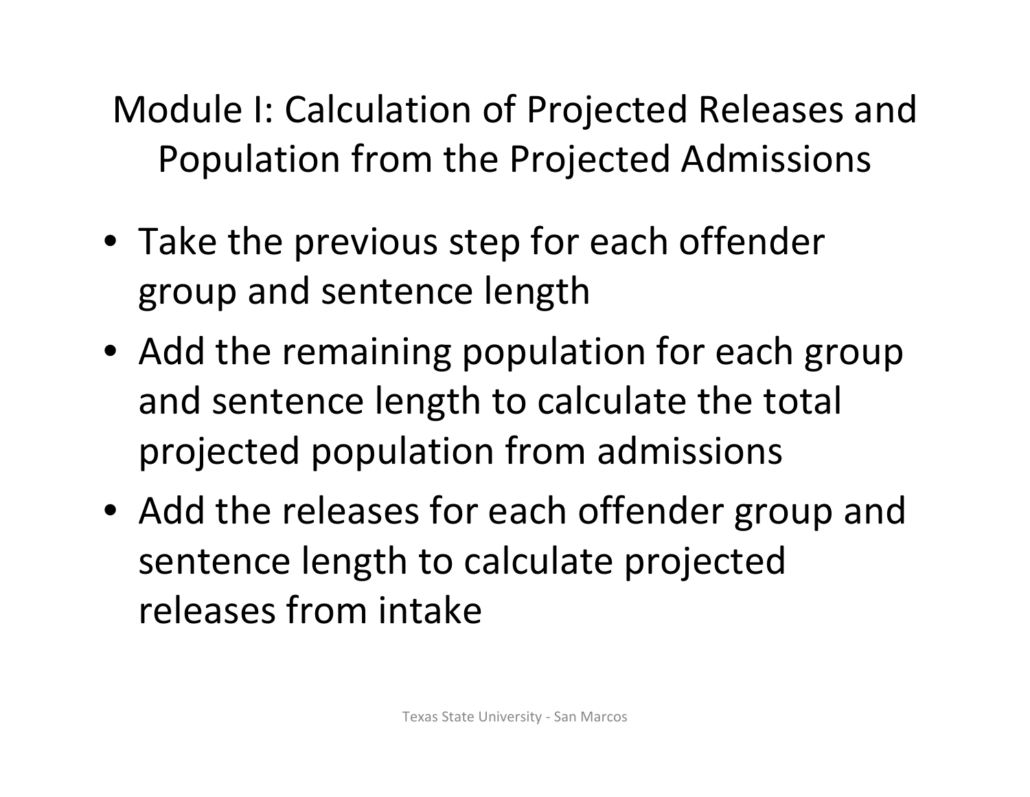# Module I: Calculation of Projected Releases and Population from the Projected Admissions

- Take the previous step for each offender group and sentence length
- Add the remaining population for each group and sentence length to calculate the total projected population from admissions
- Add the releases for each offender group and sentence length to calculate projected releases from intake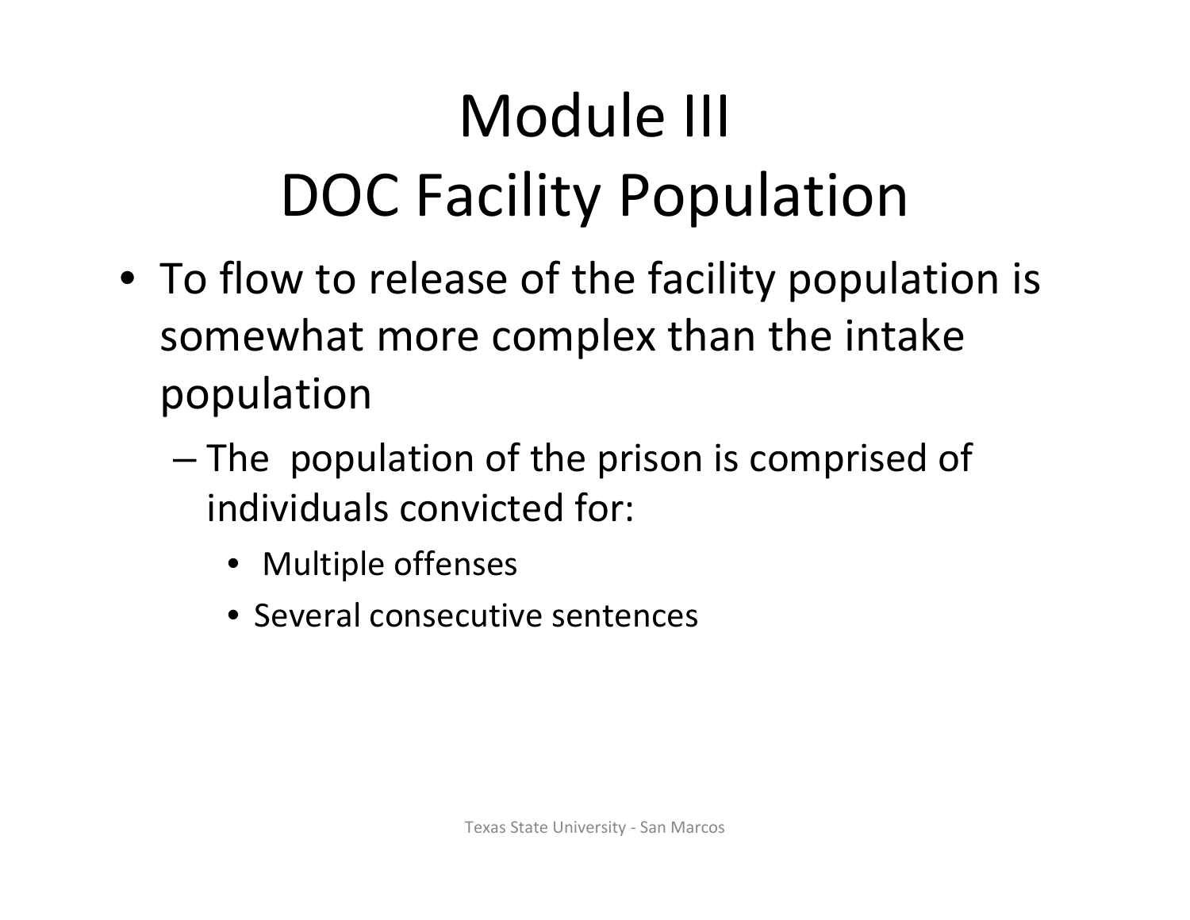# Module III
# DOC Facility Population

- To flow to release of the facility population is somewhat more complex than the intake population
  - The population of the prison is comprised of individuals convicted for:
    - Multiple offenses
    - Several consecutive sentences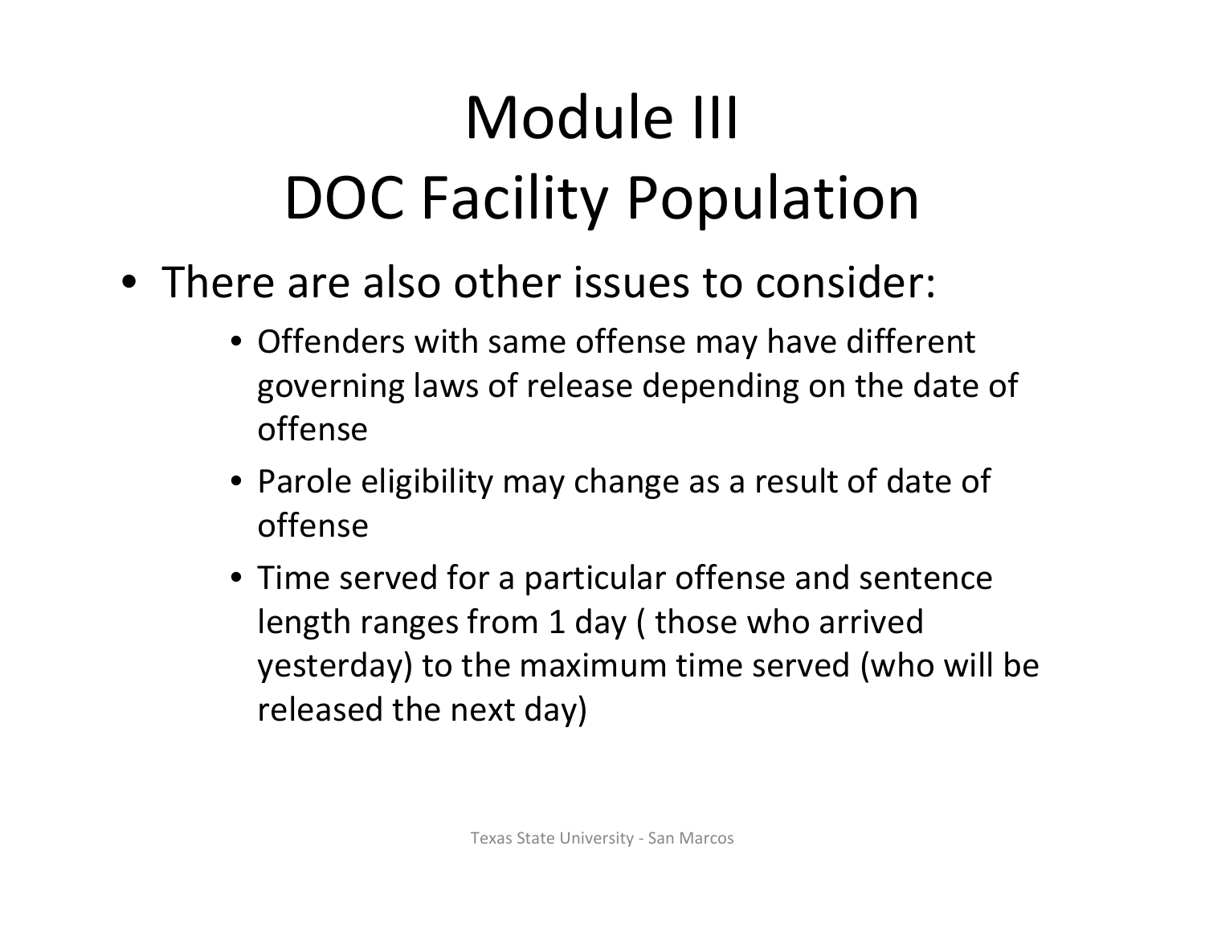# Module III
# DOC Facility Population

- There are also other issues to consider:
  - Offenders with same offense may have different governing laws of release depending on the date of offense
  - Parole eligibility may change as a result of date of offense
  - Time served for a particular offense and sentence length ranges from 1 day ( those who arrived yesterday) to the maximum time served (who will be released the next day)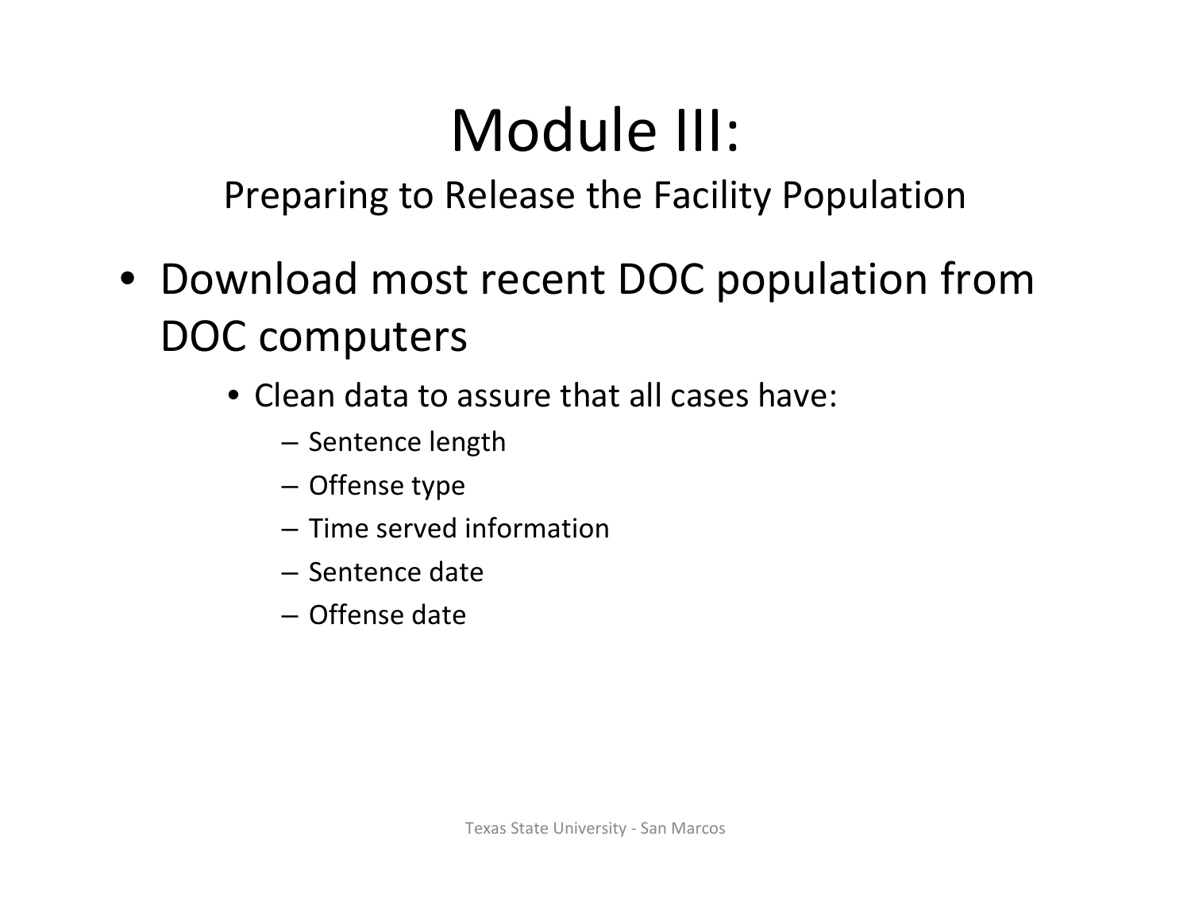# Module III:

## Preparing to Release the Facility Population

- Download most recent DOC population from DOC computers
  - Clean data to assure that all cases have:
    - Sentence length
    - Offense type
    - Time served information
    - Sentence date
    - Offense date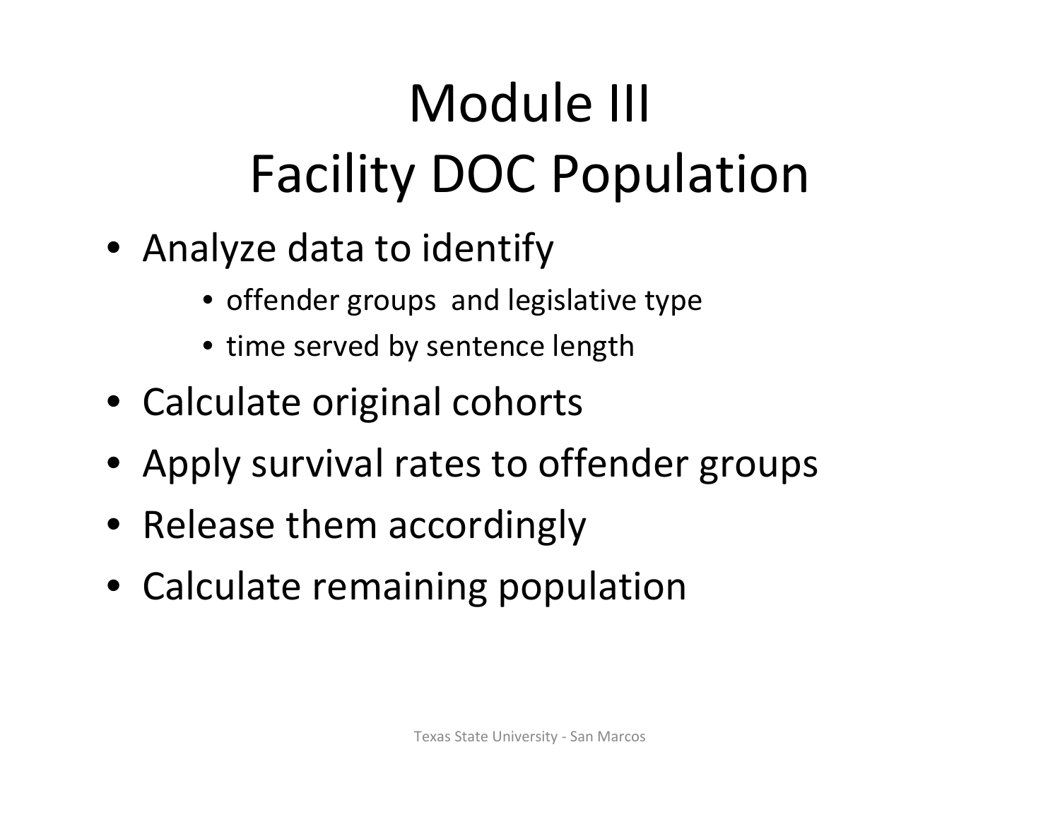# Module III
# Facility DOC Population

- Analyze data to identify
  - offender groups  and legislative type
  - time served by sentence length
- Calculate original cohorts
- Apply survival rates to offender groups
- Release them accordingly
- Calculate remaining population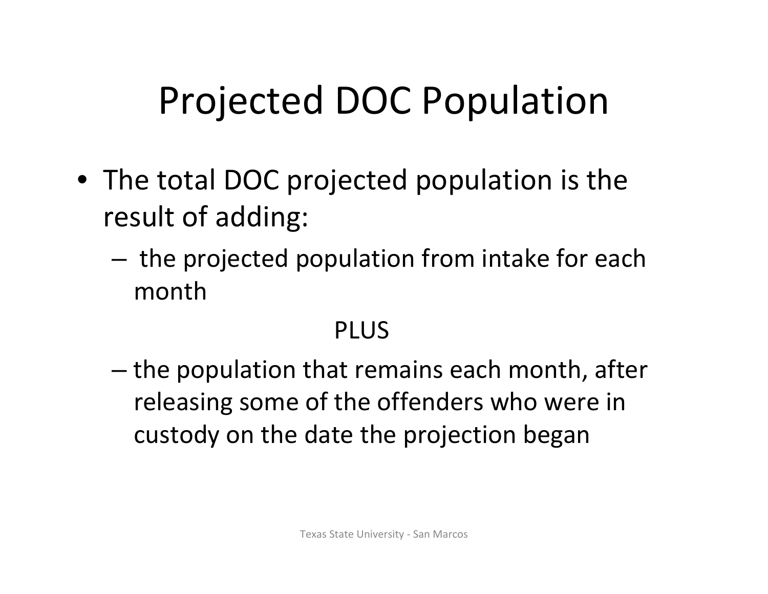# Projected DOC Population

- The total DOC projected population is the result of adding:
  - the projected population from intake for each month

    PLUS

  - the population that remains each month, after releasing some of the offenders who were in custody on the date the projection began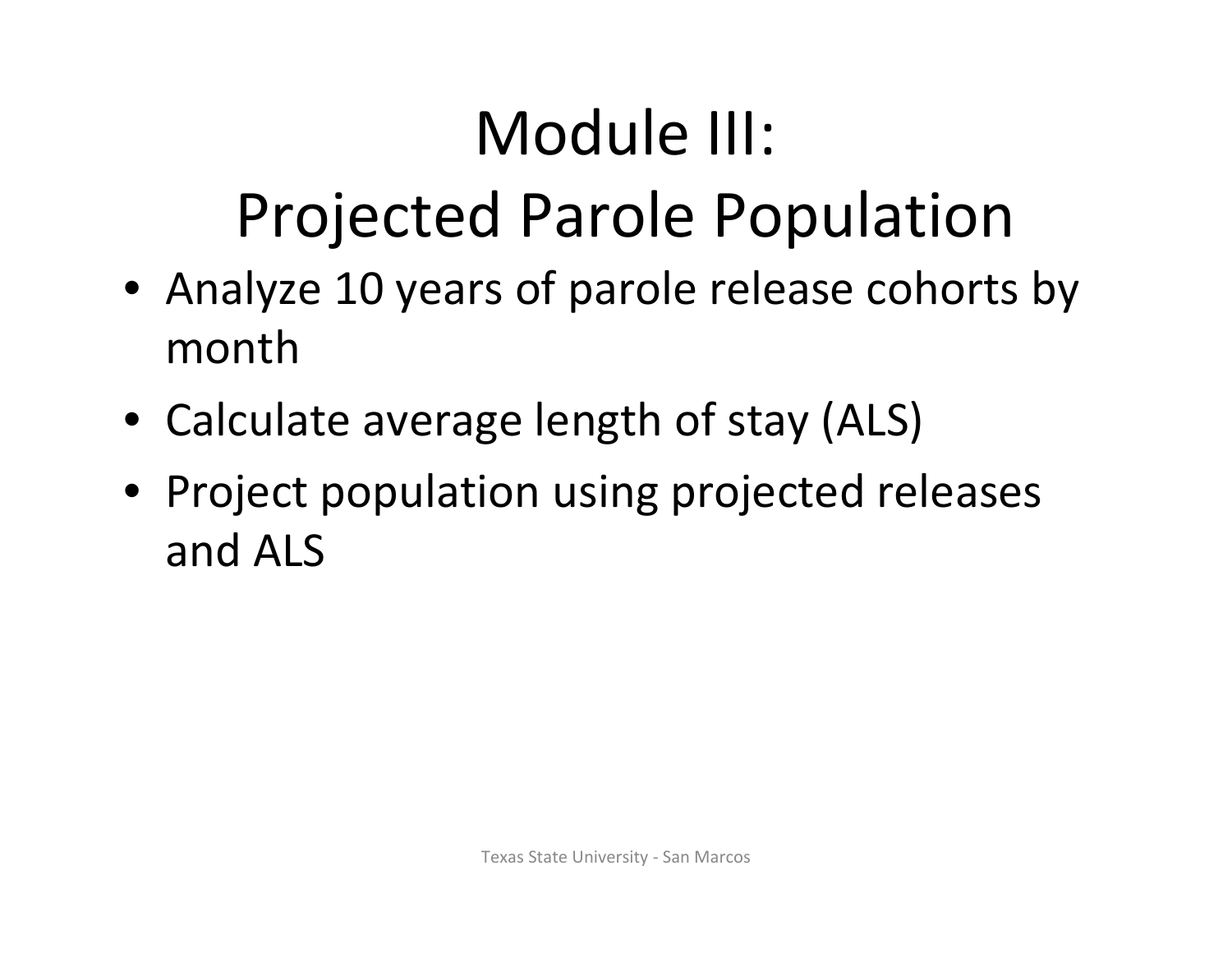# Module III: Projected Parole Population

- Analyze 10 years of parole release cohorts by month
- Calculate average length of stay (ALS)
- Project population using projected releases and ALS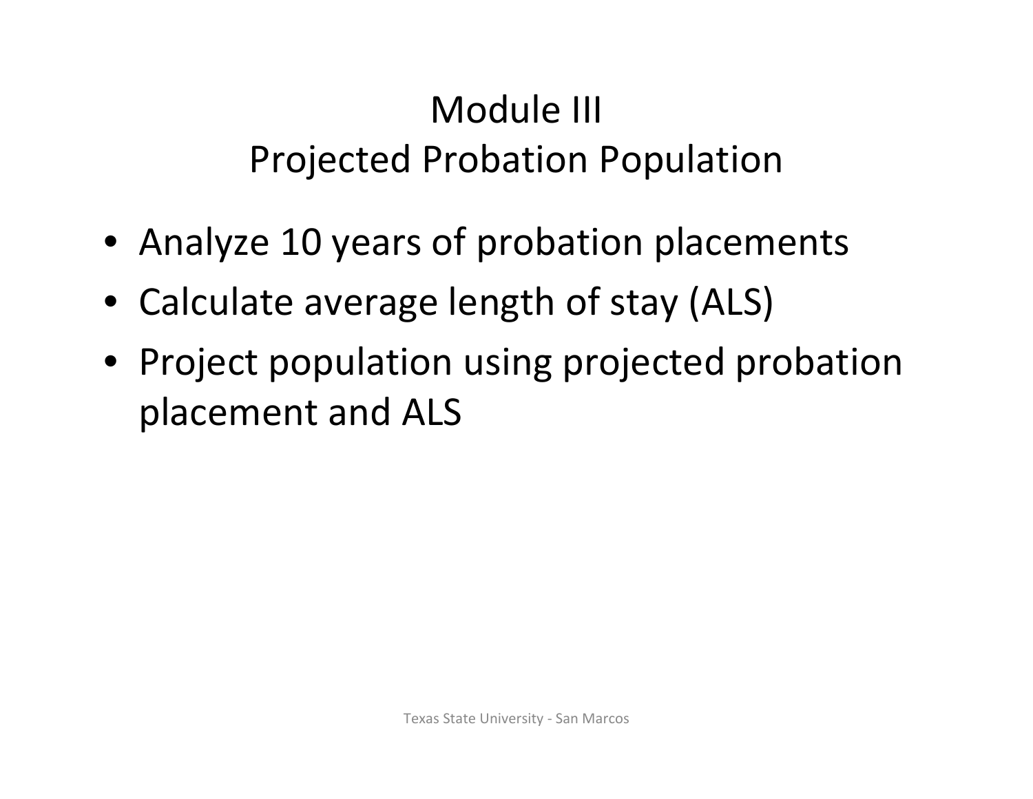# Module III
# Projected Probation Population

- Analyze 10 years of probation placements
- Calculate average length of stay (ALS)
- Project population using projected probation placement and ALS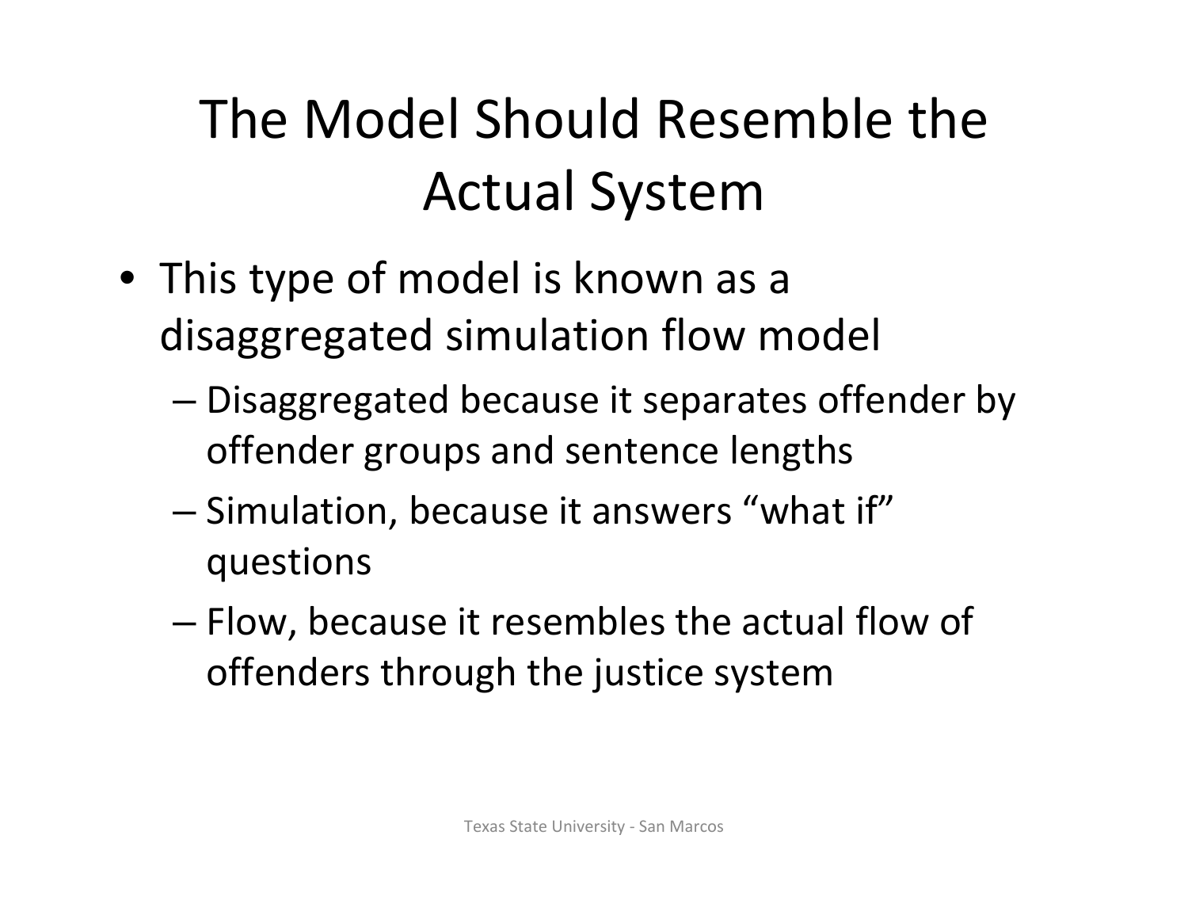# The Model Should Resemble the Actual System

- This type of model is known as a disaggregated simulation flow model
  - Disaggregated because it separates offender by offender groups and sentence lengths
  - Simulation, because it answers "what if" questions
  - Flow, because it resembles the actual flow of offenders through the justice system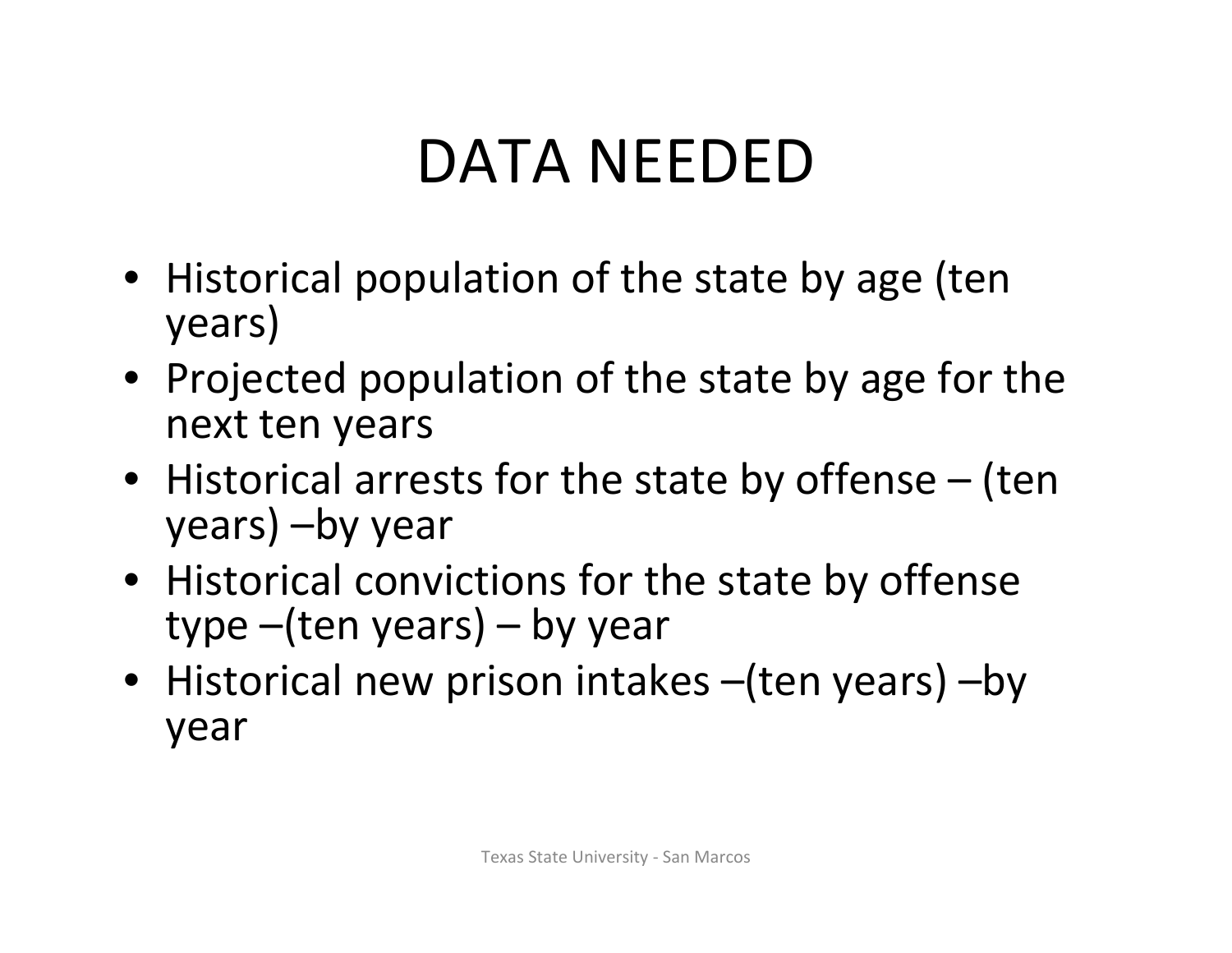# DATA NEEDED

- Historical population of the state by age (ten years)
- Projected population of the state by age for the next ten years
- Historical arrests for the state by offense – (ten years) –by year
- Historical convictions for the state by offense type –(ten years) – by year
- Historical new prison intakes –(ten years) –by year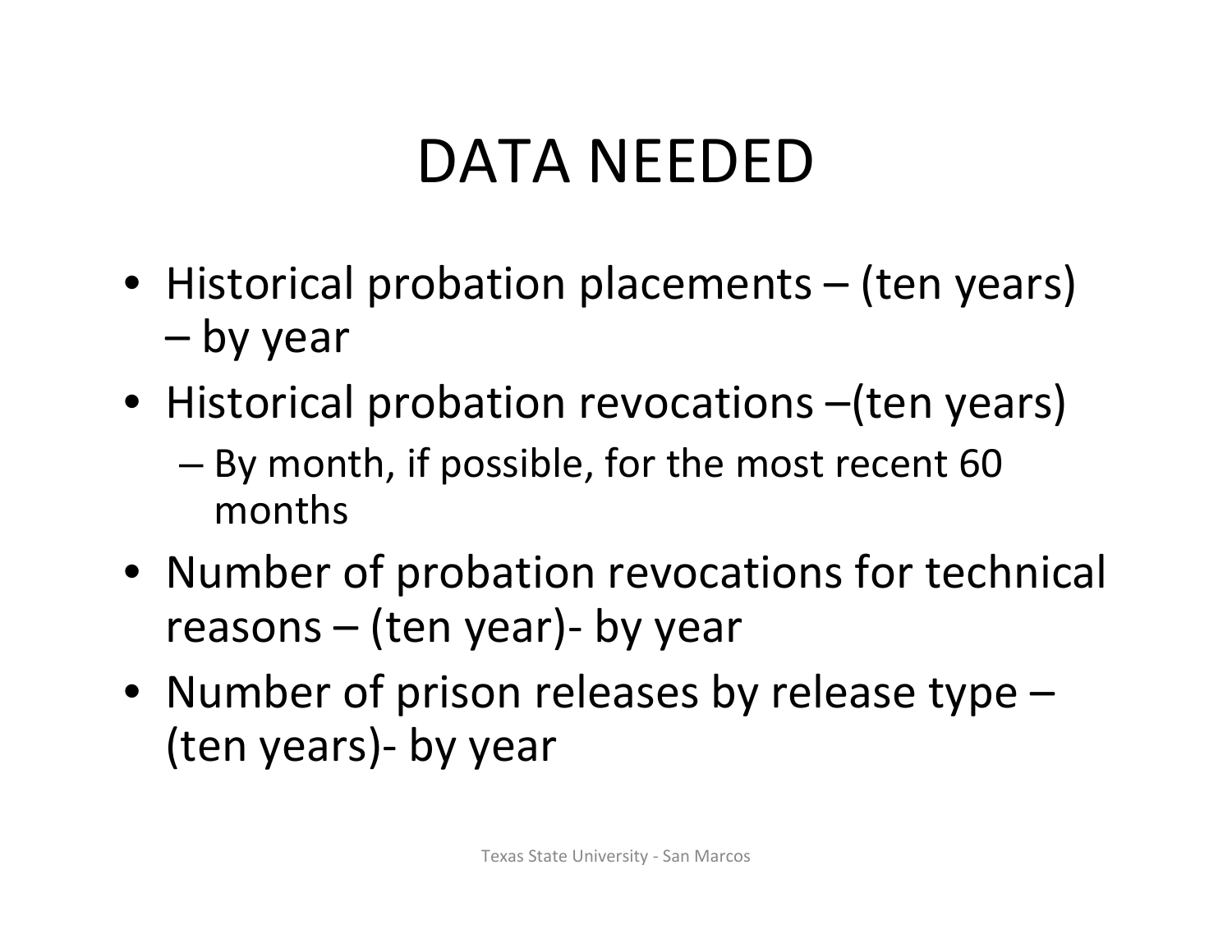# DATA NEEDED

- Historical probation placements – (ten years) – by year
- Historical probation revocations –(ten years)
  - By month, if possible, for the most recent 60 months
- Number of probation revocations for technical reasons – (ten year)- by year
- Number of prison releases by release type – (ten years)- by year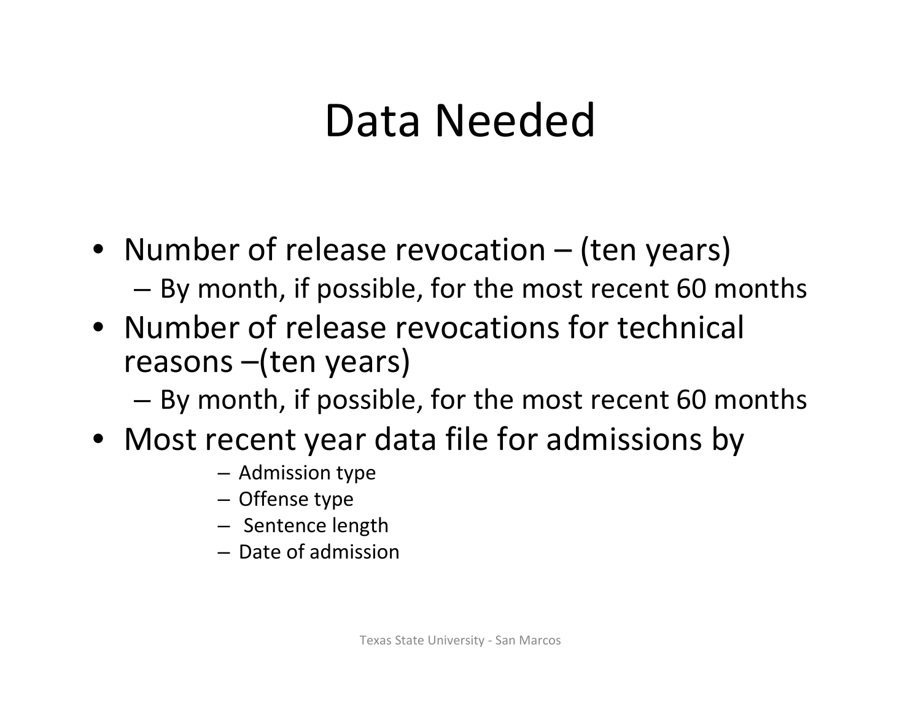# Data Needed

- Number of release revocation – (ten years)
  - By month, if possible, for the most recent 60 months
- Number of release revocations for technical reasons –(ten years)
  - By month, if possible, for the most recent 60 months
- Most recent year data file for admissions by
  - Admission type
  - Offense type
  - Sentence length
  - Date of admission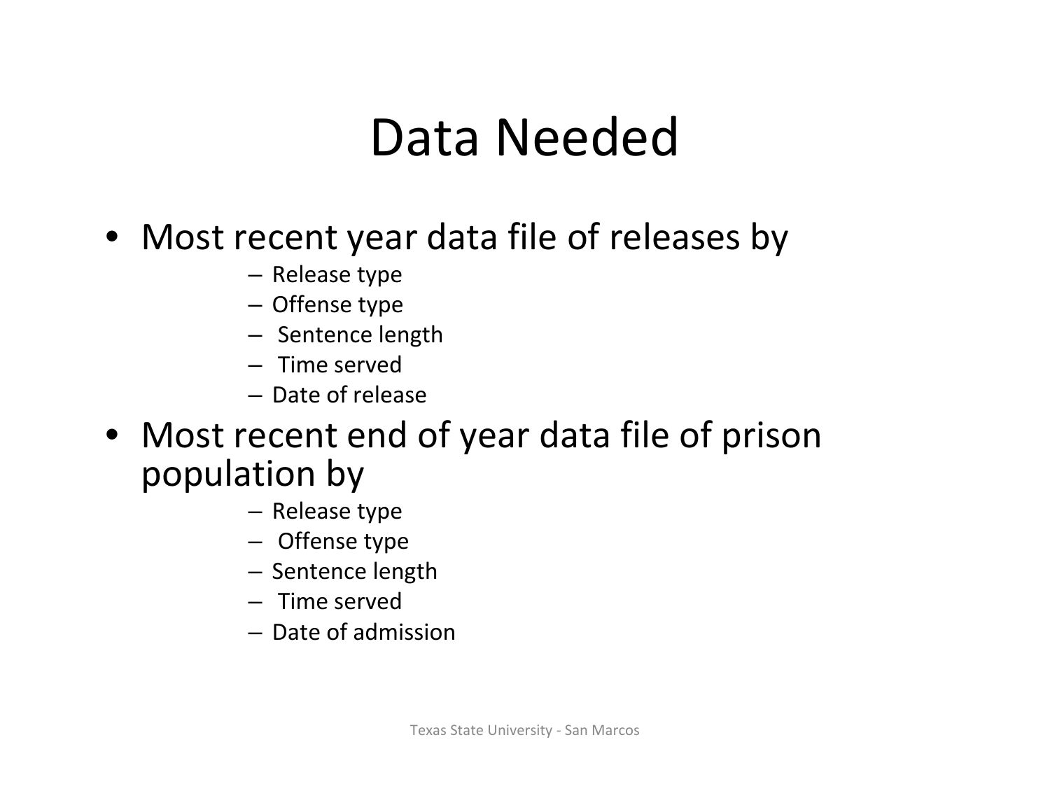# Data Needed

- Most recent year data file of releases by
  - Release type
  - Offense type
  - Sentence length
  - Time served
  - Date of release
- Most recent end of year data file of prison population by
  - Release type
  - Offense type
  - Sentence length
  - Time served
  - Date of admission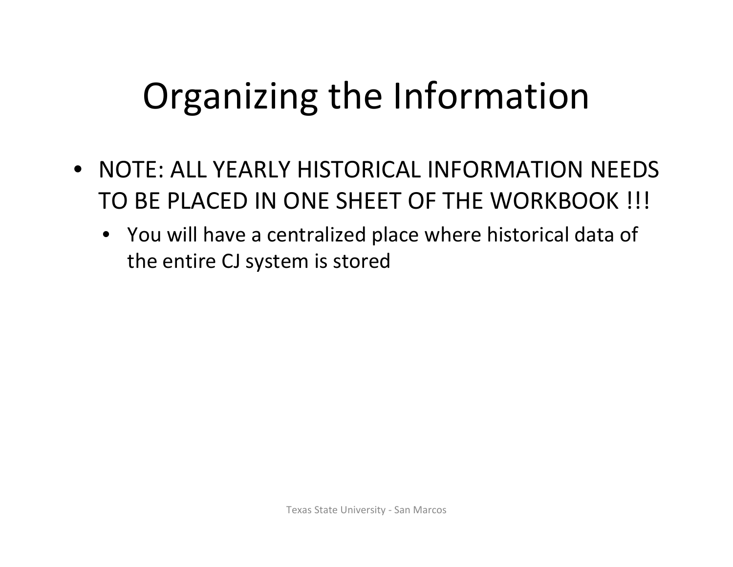# Organizing the Information

- NOTE: ALL YEARLY HISTORICAL INFORMATION NEEDS TO BE PLACED IN ONE SHEET OF THE WORKBOOK !!!
  - You will have a centralized place where historical data of the entire CJ system is stored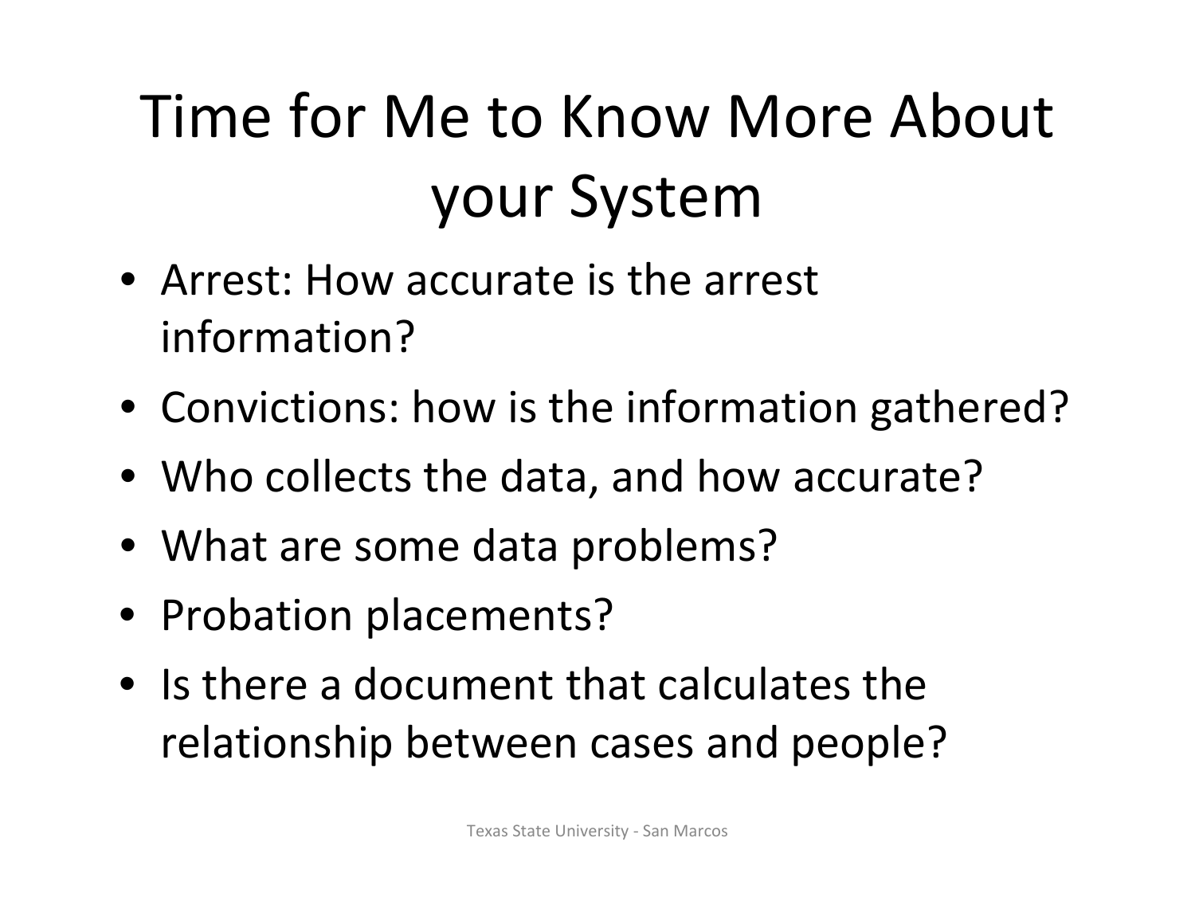# Time for Me to Know More About your System

- Arrest: How accurate is the arrest information?
- Convictions: how is the information gathered?
- Who collects the data, and how accurate?
- What are some data problems?
- Probation placements?
- Is there a document that calculates the relationship between cases and people?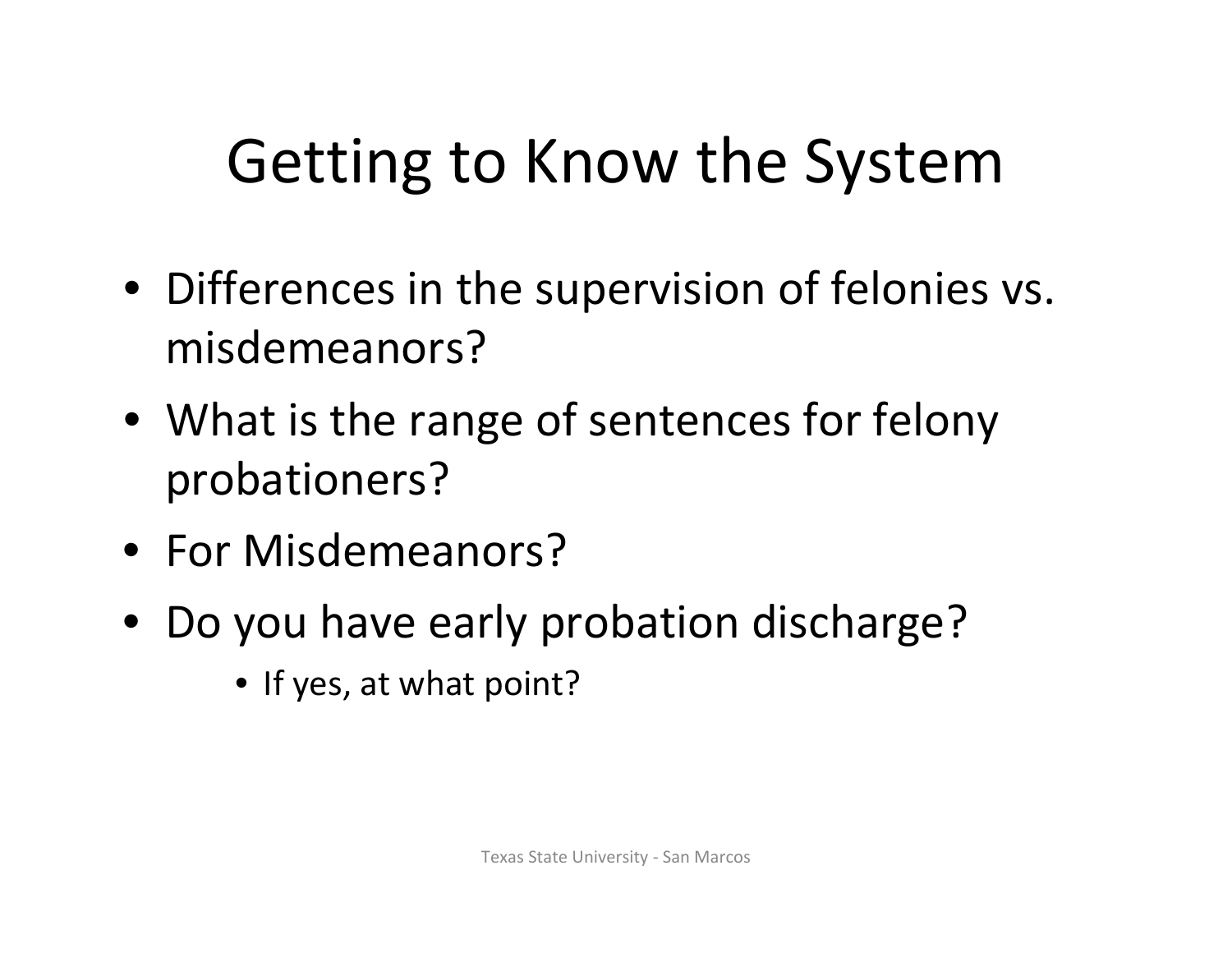# Getting to Know the System

- Differences in the supervision of felonies vs. misdemeanors?
- What is the range of sentences for felony probationers?
- For Misdemeanors?
- Do you have early probation discharge?
    - If yes, at what point?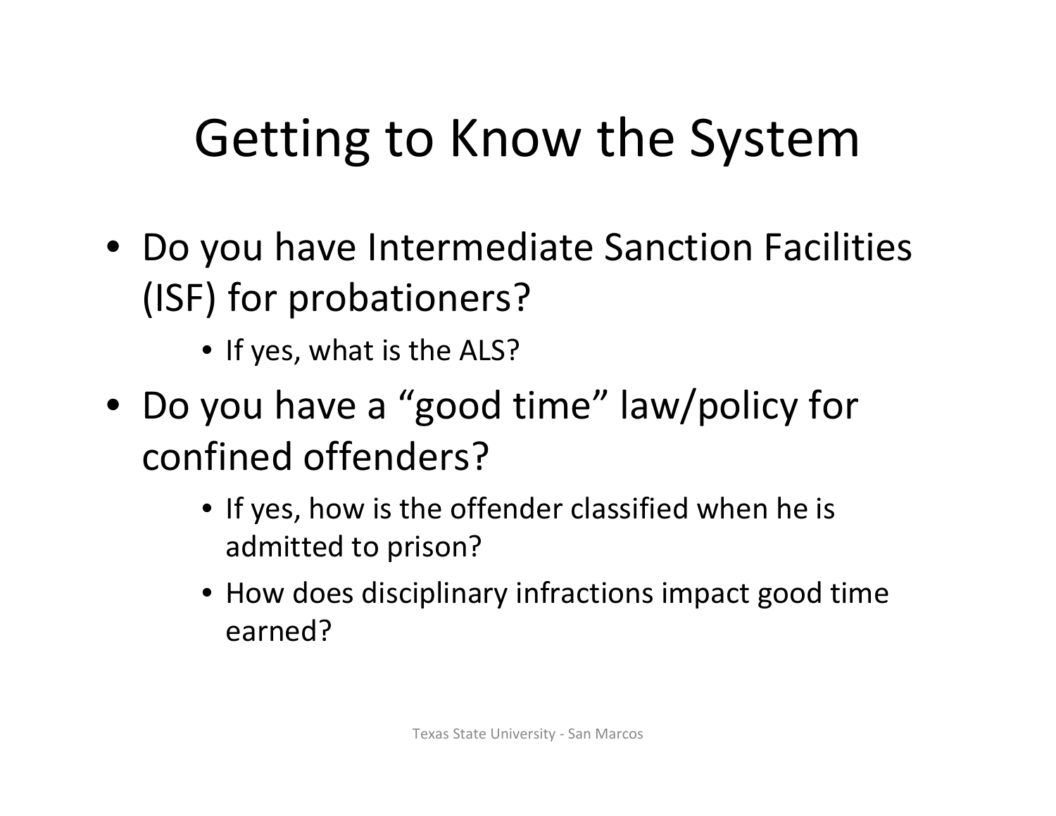# Getting to Know the System

- Do you have Intermediate Sanction Facilities (ISF) for probationers?
  - If yes, what is the ALS?
- Do you have a "good time" law/policy for confined offenders?
  - If yes, how is the offender classified when he is admitted to prison?
  - How does disciplinary infractions impact good time earned?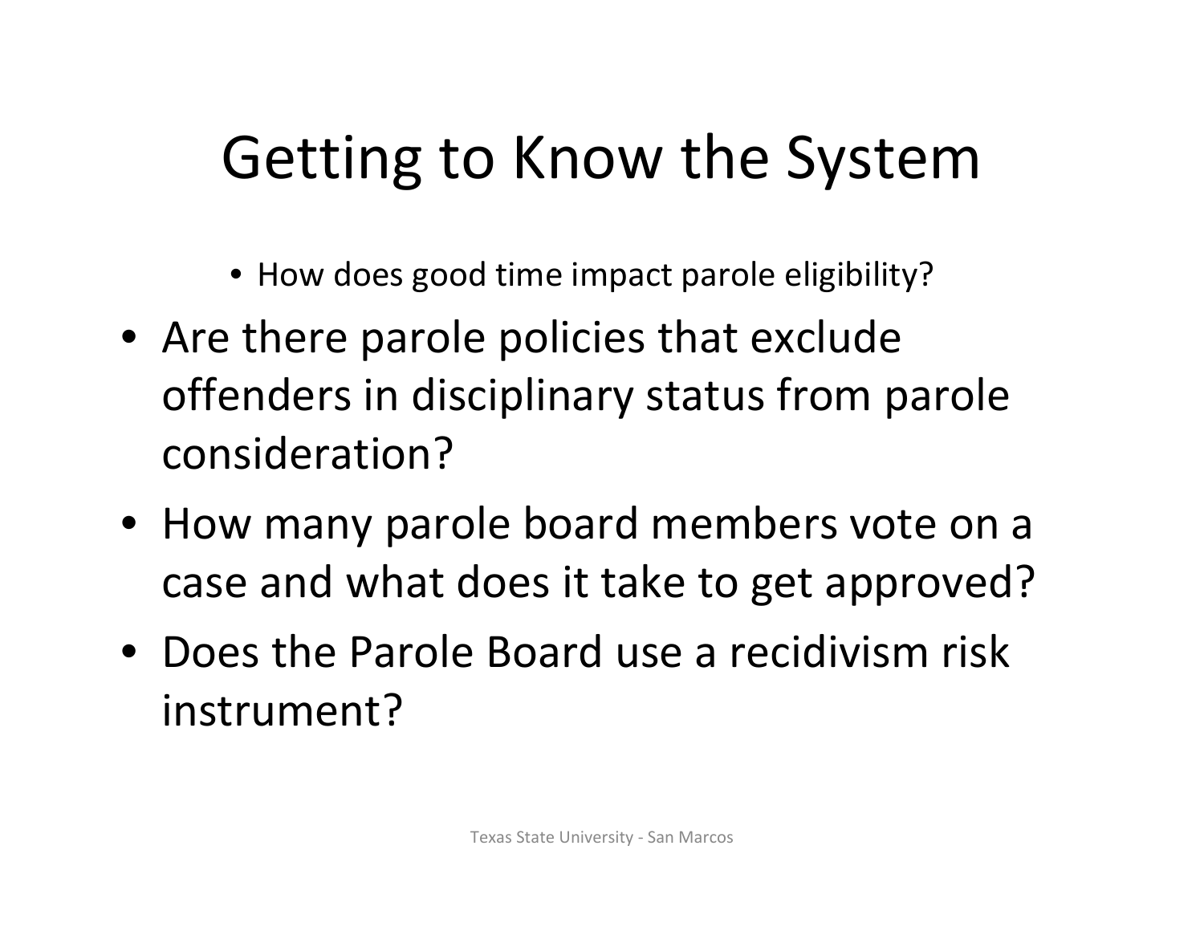# Getting to Know the System

  - How does good time impact parole eligibility?
- Are there parole policies that exclude offenders in disciplinary status from parole consideration?
- How many parole board members vote on a case and what does it take to get approved?
- Does the Parole Board use a recidivism risk instrument?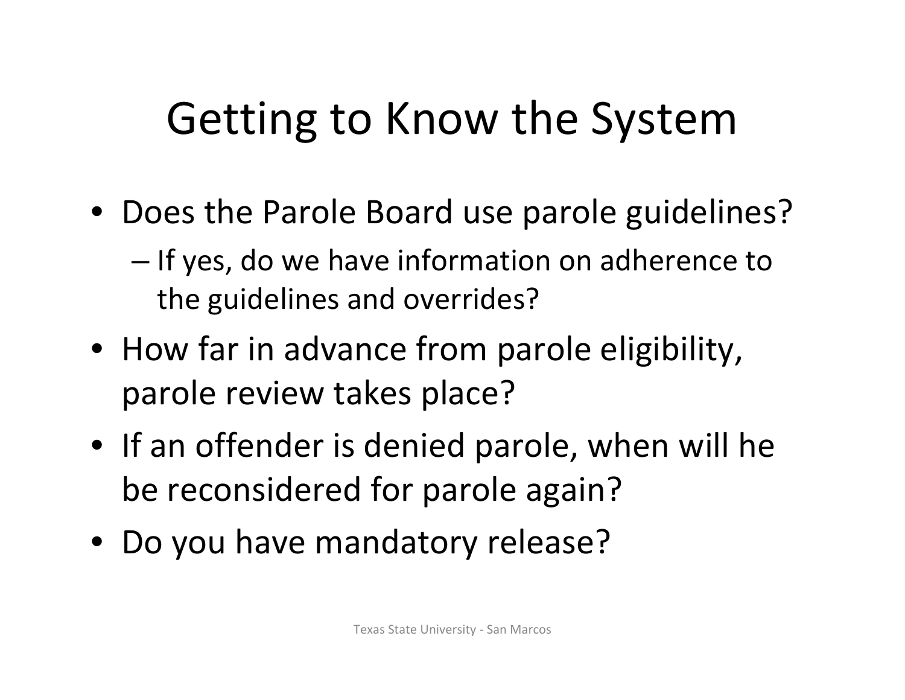# Getting to Know the System

- Does the Parole Board use parole guidelines?
  - If yes, do we have information on adherence to the guidelines and overrides?
- How far in advance from parole eligibility, parole review takes place?
- If an offender is denied parole, when will he be reconsidered for parole again?
- Do you have mandatory release?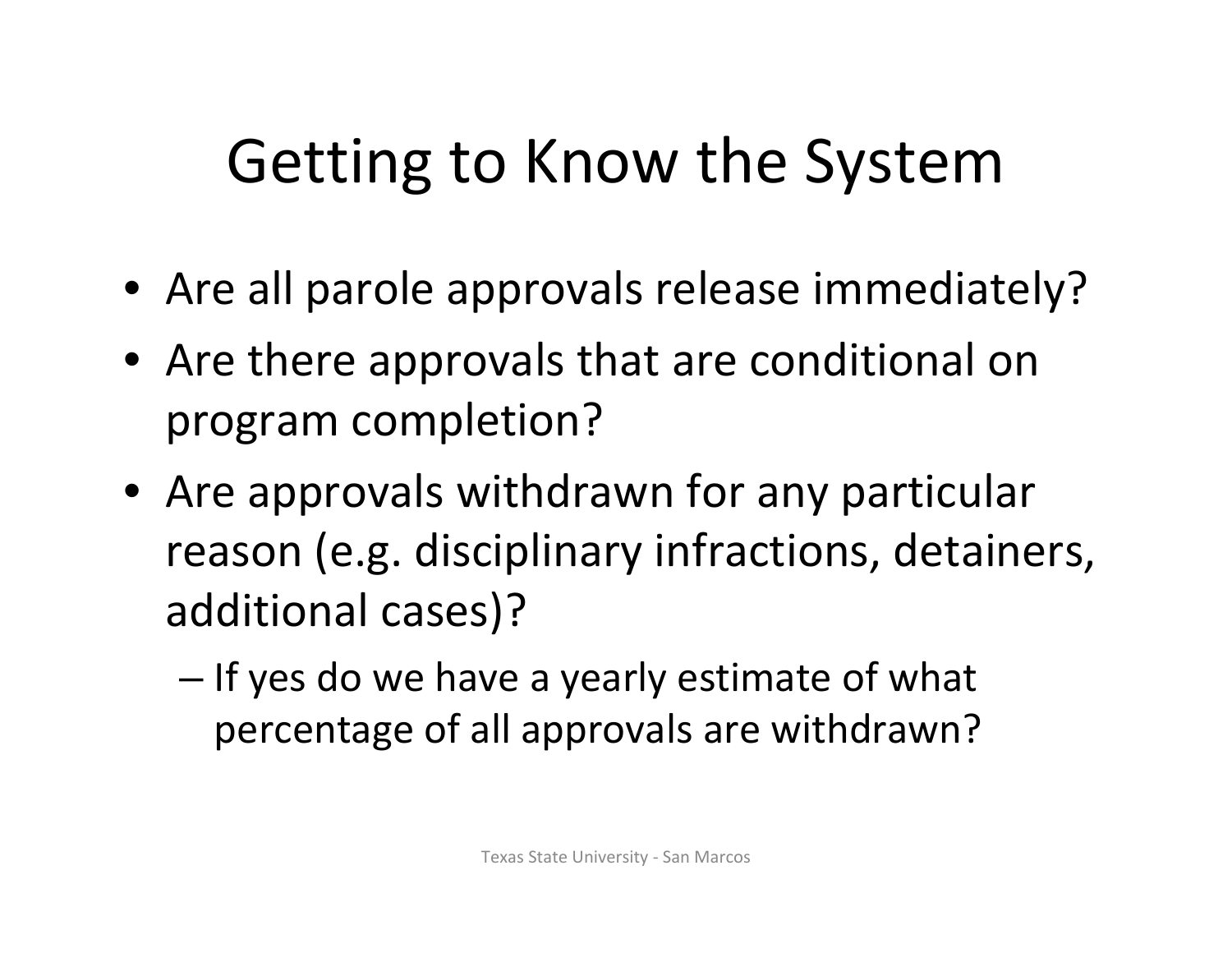# Getting to Know the System

- Are all parole approvals release immediately?
- Are there approvals that are conditional on program completion?
- Are approvals withdrawn for any particular reason (e.g. disciplinary infractions, detainers, additional cases)?
  - If yes do we have a yearly estimate of what percentage of all approvals are withdrawn?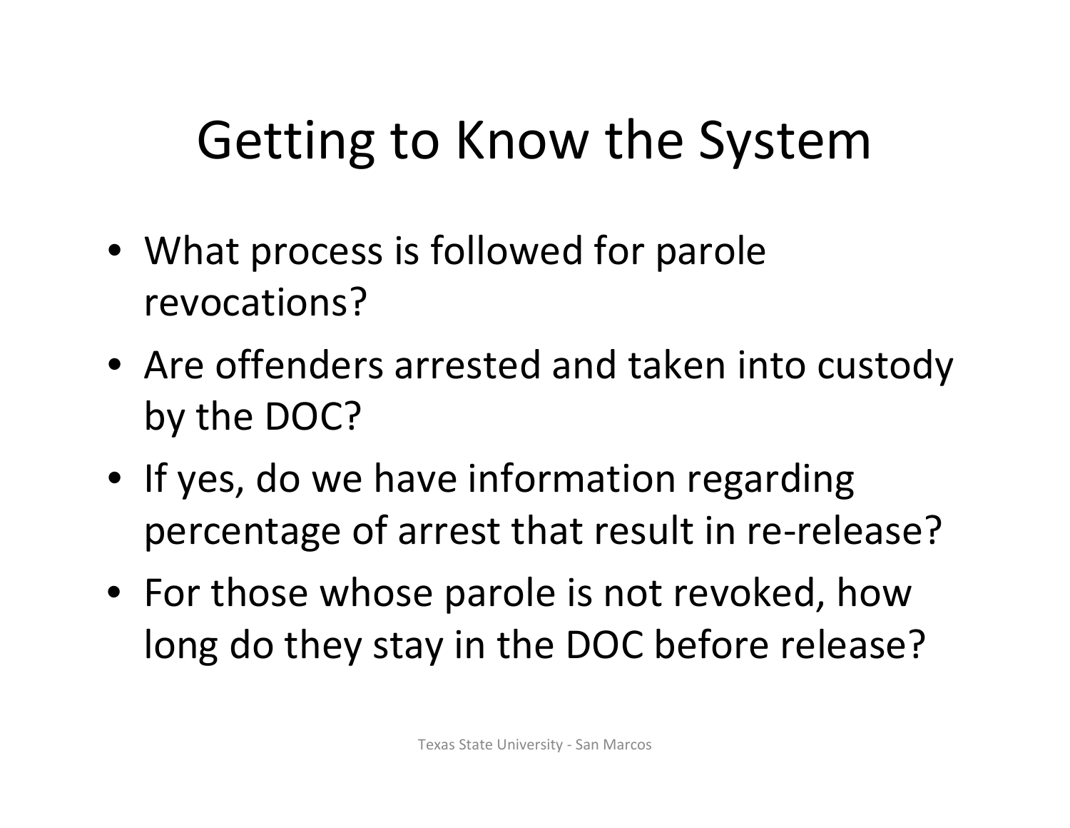# Getting to Know the System

- What process is followed for parole revocations?
- Are offenders arrested and taken into custody by the DOC?
- If yes, do we have information regarding percentage of arrest that result in re-release?
- For those whose parole is not revoked, how long do they stay in the DOC before release?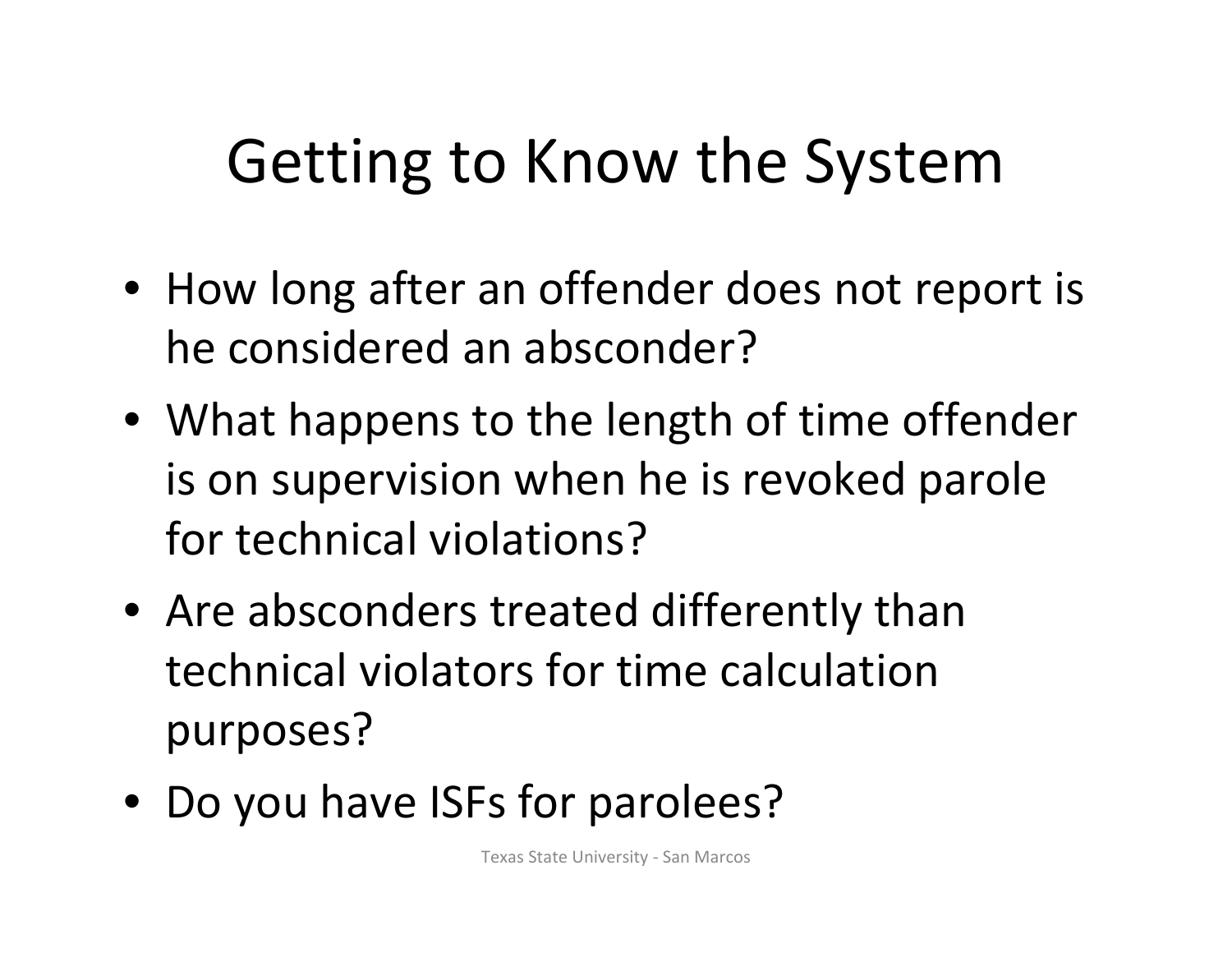# Getting to Know the System

- How long after an offender does not report is he considered an absconder?
- What happens to the length of time offender is on supervision when he is revoked parole for technical violations?
- Are absconders treated differently than technical violators for time calculation purposes?
- Do you have ISFs for parolees?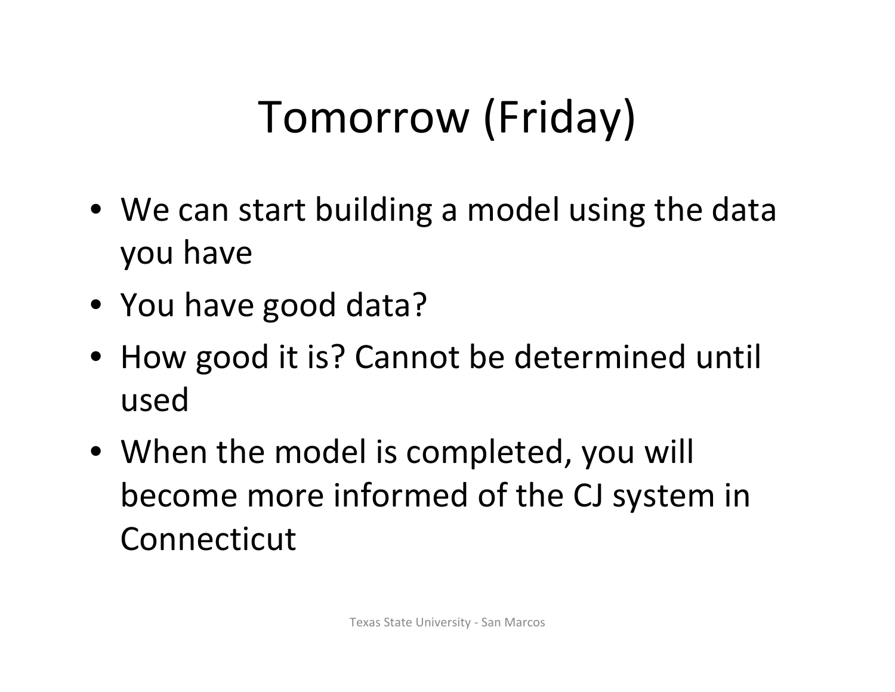# Tomorrow (Friday)

- We can start building a model using the data you have
- You have good data?
- How good it is? Cannot be determined until used
- When the model is completed, you will become more informed of the CJ system in Connecticut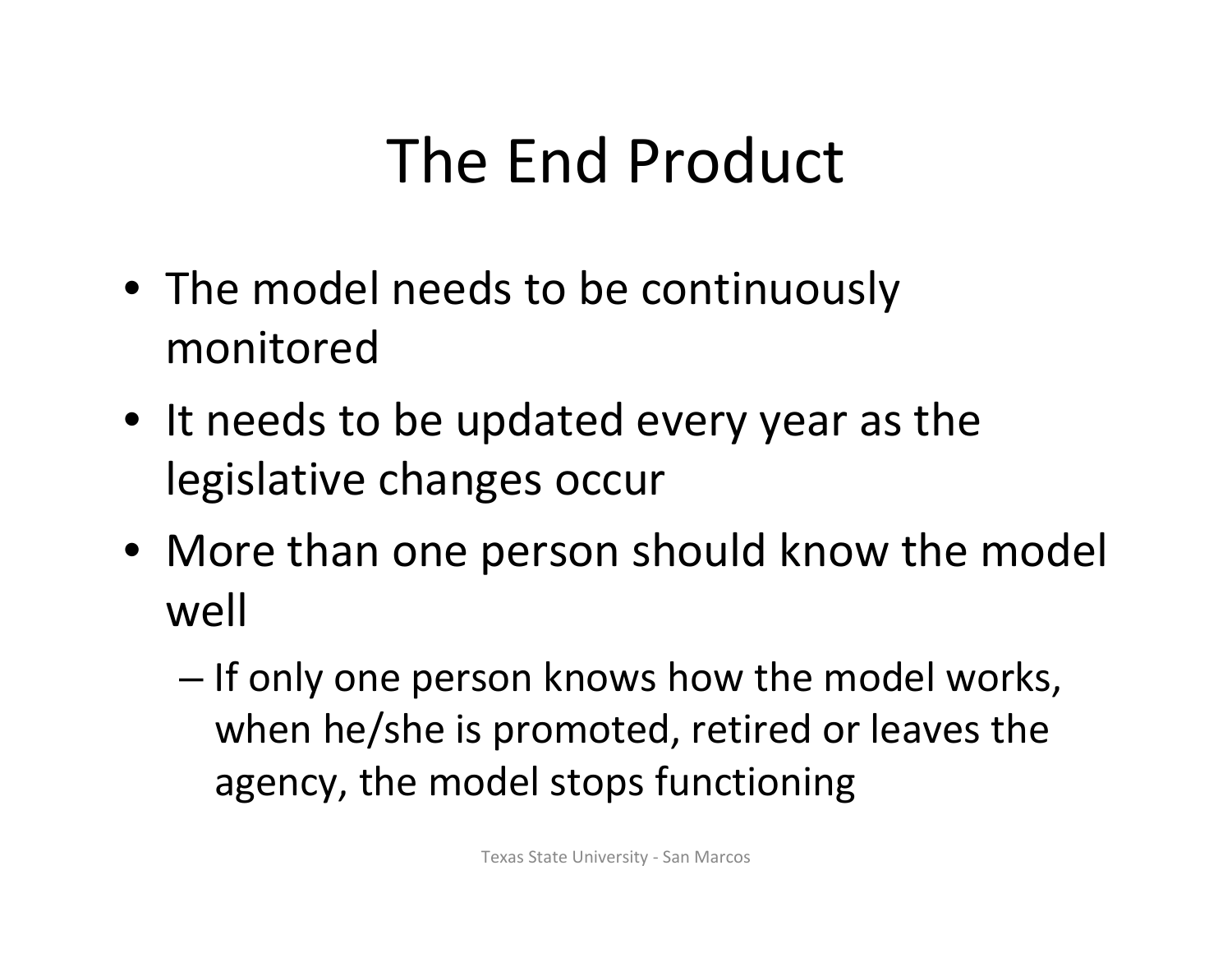# The End Product

- The model needs to be continuously monitored
- It needs to be updated every year as the legislative changes occur
- More than one person should know the model well
  - If only one person knows how the model works, when he/she is promoted, retired or leaves the agency, the model stops functioning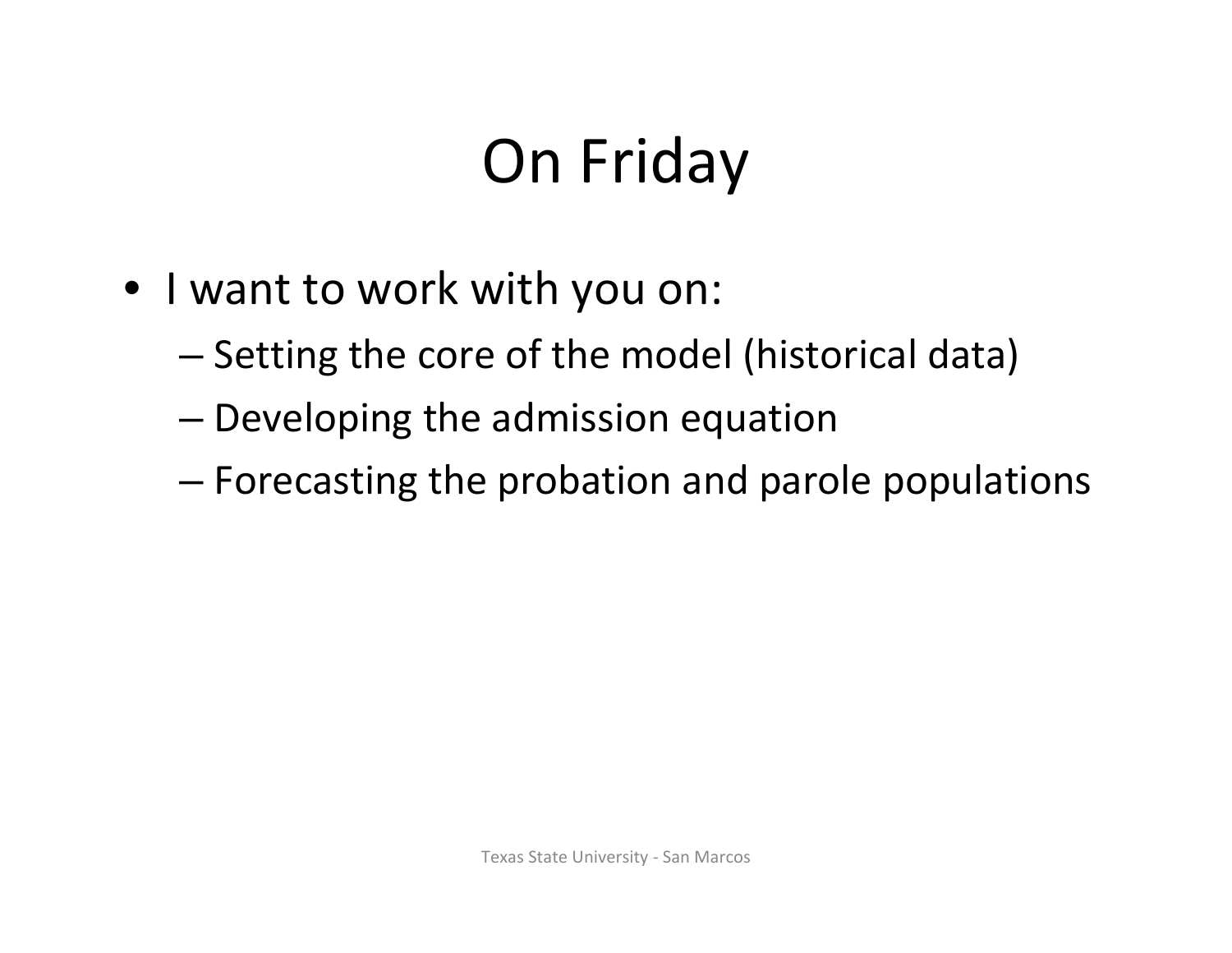# On Friday

- I want to work with you on:
  - Setting the core of the model (historical data)
  - Developing the admission equation
  - Forecasting the probation and parole populations